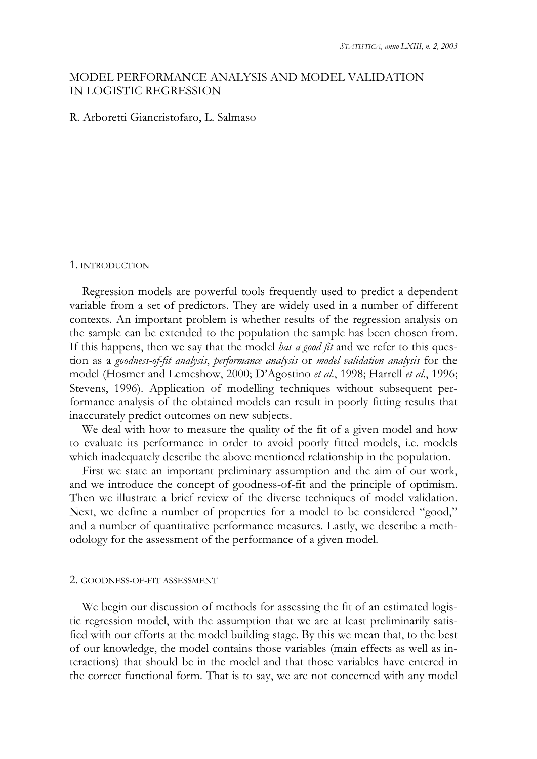# MODEL PERFORMANCE ANALYSIS AND MODEL VALIDATION IN LOGISTIC REGRESSION

R. Arboretti Giancristofaro, L. Salmaso

## 1. INTRODUCTION

Regression models are powerful tools frequently used to predict a dependent variable from a set of predictors. They are widely used in a number of different contexts. An important problem is whether results of the regression analysis on the sample can be extended to the population the sample has been chosen from. If this happens, then we say that the model *has a good fit* and we refer to this question as a *goodness-of-fit analysis*, *performance analysis* or *model validation analysis* for the model (Hosmer and Lemeshow, 2000; D'Agostino *et al*., 1998; Harrell *et al*., 1996; Stevens, 1996). Application of modelling techniques without subsequent performance analysis of the obtained models can result in poorly fitting results that inaccurately predict outcomes on new subjects.

We deal with how to measure the quality of the fit of a given model and how to evaluate its performance in order to avoid poorly fitted models, i.e. models which inadequately describe the above mentioned relationship in the population.

First we state an important preliminary assumption and the aim of our work, and we introduce the concept of goodness-of-fit and the principle of optimism. Then we illustrate a brief review of the diverse techniques of model validation. Next, we define a number of properties for a model to be considered "good," and a number of quantitative performance measures. Lastly, we describe a methodology for the assessment of the performance of a given model.

## 2. GOODNESS-OF-FIT ASSESSMENT

We begin our discussion of methods for assessing the fit of an estimated logistic regression model, with the assumption that we are at least preliminarily satisfied with our efforts at the model building stage. By this we mean that, to the best of our knowledge, the model contains those variables (main effects as well as interactions) that should be in the model and that those variables have entered in the correct functional form. That is to say, we are not concerned with any model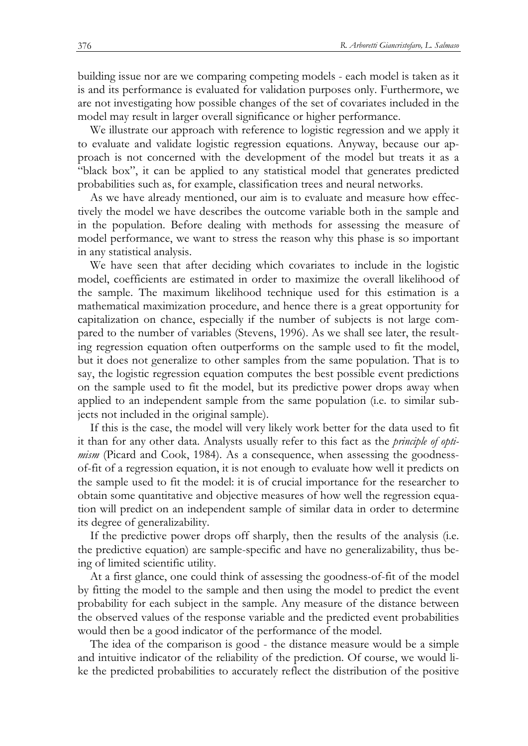building issue nor are we comparing competing models - each model is taken as it is and its performance is evaluated for validation purposes only. Furthermore, we are not investigating how possible changes of the set of covariates included in the model may result in larger overall significance or higher performance.

We illustrate our approach with reference to logistic regression and we apply it to evaluate and validate logistic regression equations. Anyway, because our approach is not concerned with the development of the model but treats it as a "black box", it can be applied to any statistical model that generates predicted probabilities such as, for example, classification trees and neural networks.

As we have already mentioned, our aim is to evaluate and measure how effectively the model we have describes the outcome variable both in the sample and in the population. Before dealing with methods for assessing the measure of model performance, we want to stress the reason why this phase is so important in any statistical analysis.

We have seen that after deciding which covariates to include in the logistic model, coefficients are estimated in order to maximize the overall likelihood of the sample. The maximum likelihood technique used for this estimation is a mathematical maximization procedure, and hence there is a great opportunity for capitalization on chance, especially if the number of subjects is not large compared to the number of variables (Stevens, 1996). As we shall see later, the resulting regression equation often outperforms on the sample used to fit the model, but it does not generalize to other samples from the same population. That is to say, the logistic regression equation computes the best possible event predictions on the sample used to fit the model, but its predictive power drops away when applied to an independent sample from the same population (i.e. to similar subjects not included in the original sample).

If this is the case, the model will very likely work better for the data used to fit it than for any other data. Analysts usually refer to this fact as the *principle of optimism* (Picard and Cook, 1984). As a consequence, when assessing the goodness-of-fit of a regression equation, it is not enough to evaluate how well it predicts on the sample used to fit the model: it is of crucial importance for the researcher to obtain some quantitative and objective measures of how well the regression equation will predict on an independent sample of similar data in order to determine its degree of generalizability.

If the predictive power drops off sharply, then the results of the analysis (i.e. the predictive equation) are sample-specific and have no generalizability, thus being of limited scientific utility.

At a first glance, one could think of assessing the goodness-of-fit of the model by fitting the model to the sample and then using the model to predict the event probability for each subject in the sample. Any measure of the distance between the observed values of the response variable and the predicted event probabilities would then be a good indicator of the performance of the model.

The idea of the comparison is good - the distance measure would be a simple and intuitive indicator of the reliability of the prediction. Of course, we would like the predicted probabilities to accurately reflect the distribution of the positive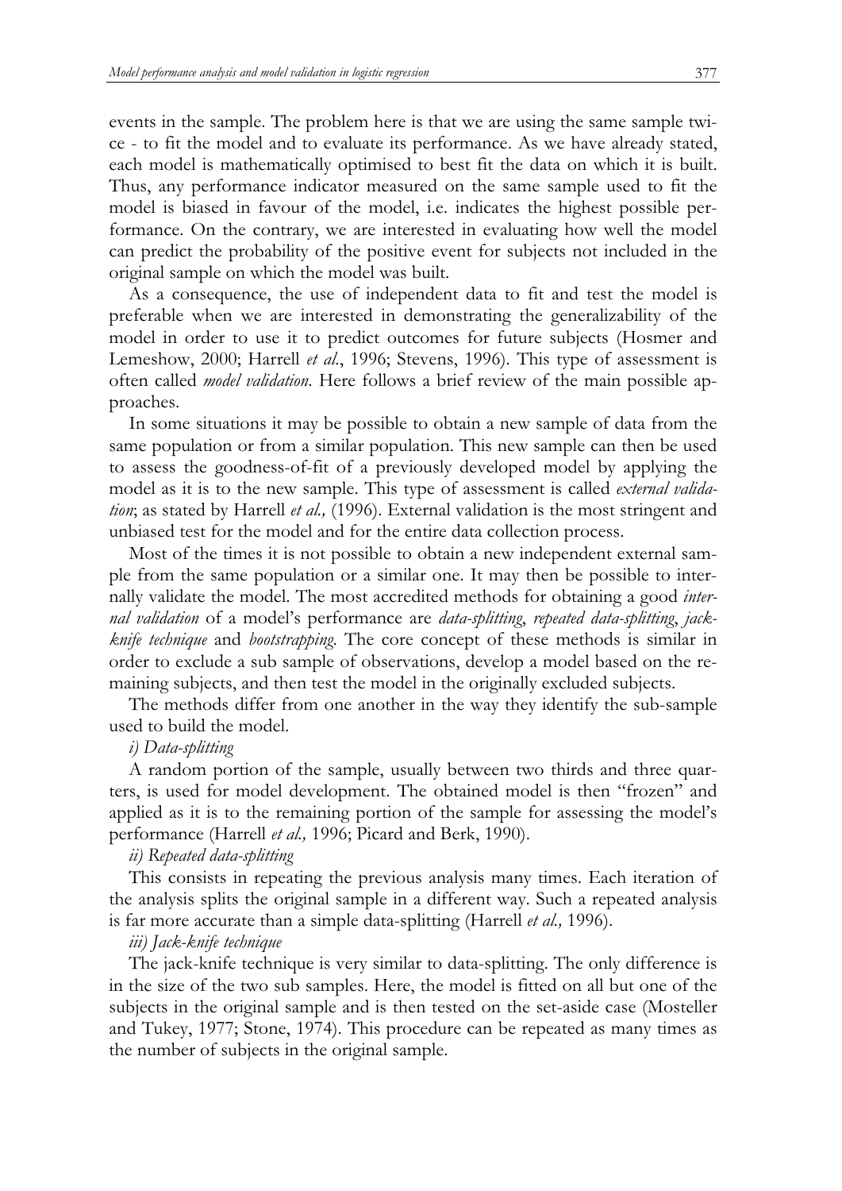events in the sample. The problem here is that we are using the same sample twice - to fit the model and to evaluate its performance. As we have already stated, each model is mathematically optimised to best fit the data on which it is built. Thus, any performance indicator measured on the same sample used to fit the model is biased in favour of the model, i.e. indicates the highest possible performance. On the contrary, we are interested in evaluating how well the model can predict the probability of the positive event for subjects not included in the original sample on which the model was built.

As a consequence, the use of independent data to fit and test the model is preferable when we are interested in demonstrating the generalizability of the model in order to use it to predict outcomes for future subjects (Hosmer and Lemeshow, 2000; Harrell *et al*., 1996; Stevens, 1996). This type of assessment is often called *model validation*. Here follows a brief review of the main possible approaches.

In some situations it may be possible to obtain a new sample of data from the same population or from a similar population. This new sample can then be used to assess the goodness-of-fit of a previously developed model by applying the model as it is to the new sample. This type of assessment is called *external validation*; as stated by Harrell *et al.,* (1996). External validation is the most stringent and unbiased test for the model and for the entire data collection process.

Most of the times it is not possible to obtain a new independent external sample from the same population or a similar one. It may then be possible to internally validate the model. The most accredited methods for obtaining a good *internal validation* of a model's performance are *data-splitting*, *repeated data-splitting*, *jack-knife technique* and *bootstrapping*. The core concept of these methods is similar in order to exclude a sub sample of observations, develop a model based on the remaining subjects, and then test the model in the originally excluded subjects.

The methods differ from one another in the way they identify the sub-sample used to build the model.

*i) Data-splitting*

A random portion of the sample, usually between two thirds and three quarters, is used for model development. The obtained model is then "frozen" and applied as it is to the remaining portion of the sample for assessing the model's performance (Harrell *et al.,* 1996; Picard and Berk, 1990).

*ii) Repeated data-splitting*

This consists in repeating the previous analysis many times. Each iteration of the analysis splits the original sample in a different way. Such a repeated analysis is far more accurate than a simple data-splitting (Harrell *et al.,* 1996).

*iii) Jack-knife technique*

The jack-knife technique is very similar to data-splitting. The only difference is in the size of the two sub samples. Here, the model is fitted on all but one of the subjects in the original sample and is then tested on the set-aside case (Mosteller and Tukey, 1977; Stone, 1974). This procedure can be repeated as many times as the number of subjects in the original sample.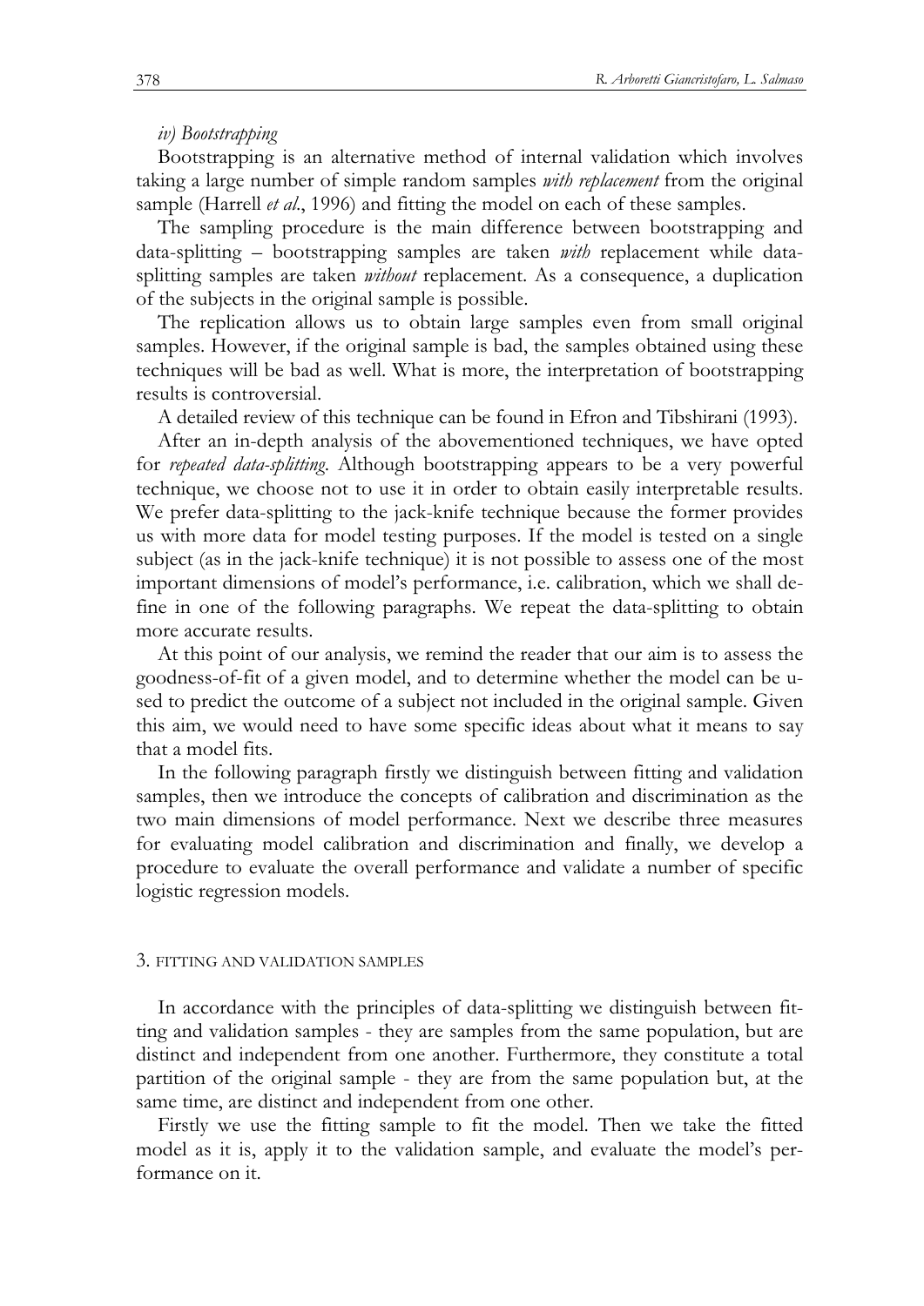*iv) Bootstrapping*

Bootstrapping is an alternative method of internal validation which involves taking a large number of simple random samples *with replacement* from the original sample (Harrell *et al*., 1996) and fitting the model on each of these samples.

The sampling procedure is the main difference between bootstrapping and data-splitting – bootstrapping samples are taken *with* replacement while data-splitting samples are taken *without* replacement. As a consequence, a duplication of the subjects in the original sample is possible.

The replication allows us to obtain large samples even from small original samples. However, if the original sample is bad, the samples obtained using these techniques will be bad as well. What is more, the interpretation of bootstrapping results is controversial.

A detailed review of this technique can be found in Efron and Tibshirani (1993).

After an in-depth analysis of the abovementioned techniques, we have opted for *repeated data-splitting*. Although bootstrapping appears to be a very powerful technique, we choose not to use it in order to obtain easily interpretable results. We prefer data-splitting to the jack-knife technique because the former provides us with more data for model testing purposes. If the model is tested on a single subject (as in the jack-knife technique) it is not possible to assess one of the most important dimensions of model's performance, i.e. calibration, which we shall define in one of the following paragraphs. We repeat the data-splitting to obtain more accurate results.

At this point of our analysis, we remind the reader that our aim is to assess the goodness-of-fit of a given model, and to determine whether the model can be used to predict the outcome of a subject not included in the original sample. Given this aim, we would need to have some specific ideas about what it means to say that a model fits.

In the following paragraph firstly we distinguish between fitting and validation samples, then we introduce the concepts of calibration and discrimination as the two main dimensions of model performance. Next we describe three measures for evaluating model calibration and discrimination and finally, we develop a procedure to evaluate the overall performance and validate a number of specific logistic regression models.

## 3. FITTING AND VALIDATION SAMPLES

In accordance with the principles of data-splitting we distinguish between fitting and validation samples - they are samples from the same population, but are distinct and independent from one another. Furthermore, they constitute a total partition of the original sample - they are from the same population but, at the same time, are distinct and independent from one other.

Firstly we use the fitting sample to fit the model. Then we take the fitted model as it is, apply it to the validation sample, and evaluate the model's performance on it.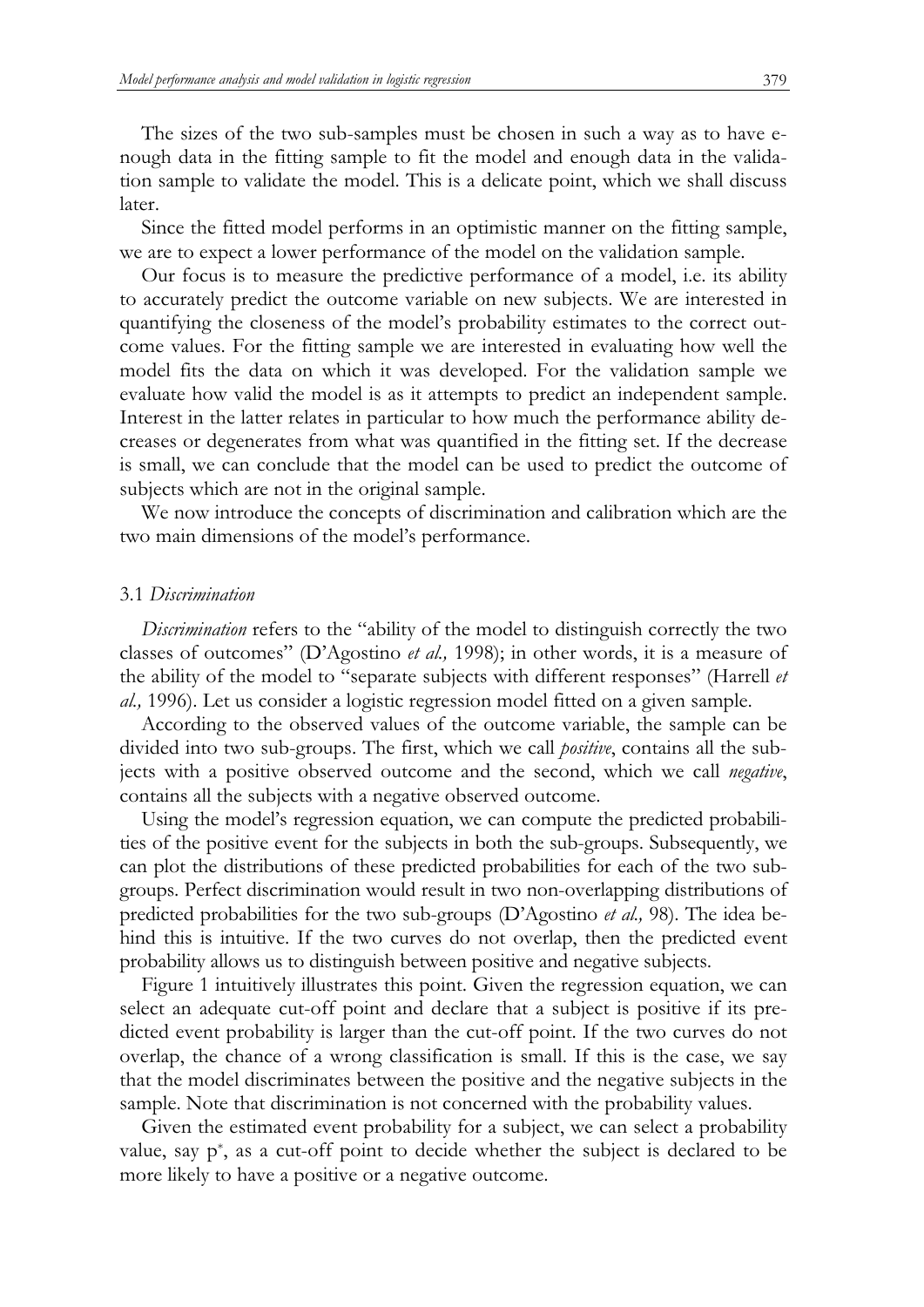The sizes of the two sub-samples must be chosen in such a way as to have enough data in the fitting sample to fit the model and enough data in the validation sample to validate the model. This is a delicate point, which we shall discuss later.

Since the fitted model performs in an optimistic manner on the fitting sample, we are to expect a lower performance of the model on the validation sample.

Our focus is to measure the predictive performance of a model, i.e. its ability to accurately predict the outcome variable on new subjects. We are interested in quantifying the closeness of the model's probability estimates to the correct outcome values. For the fitting sample we are interested in evaluating how well the model fits the data on which it was developed. For the validation sample we evaluate how valid the model is as it attempts to predict an independent sample. Interest in the latter relates in particular to how much the performance ability decreases or degenerates from what was quantified in the fitting set. If the decrease is small, we can conclude that the model can be used to predict the outcome of subjects which are not in the original sample.

We now introduce the concepts of discrimination and calibration which are the two main dimensions of the model's performance.

### 3.1 *Discrimination*

*Discrimination* refers to the "ability of the model to distinguish correctly the two classes of outcomes" (D'Agostino *et al.,* 1998); in other words, it is a measure of the ability of the model to "separate subjects with different responses" (Harrell *et al.,* 1996). Let us consider a logistic regression model fitted on a given sample.

According to the observed values of the outcome variable, the sample can be divided into two sub-groups. The first, which we call *positive*, contains all the subjects with a positive observed outcome and the second, which we call *negative*, contains all the subjects with a negative observed outcome.

Using the model's regression equation, we can compute the predicted probabilities of the positive event for the subjects in both the sub-groups. Subsequently, we can plot the distributions of these predicted probabilities for each of the two sub-groups. Perfect discrimination would result in two non-overlapping distributions of predicted probabilities for the two sub-groups (D'Agostino *et al.,* 98). The idea behind this is intuitive. If the two curves do not overlap, then the predicted event probability allows us to distinguish between positive and negative subjects.

Figure 1 intuitively illustrates this point. Given the regression equation, we can select an adequate cut-off point and declare that a subject is positive if its predicted event probability is larger than the cut-off point. If the two curves do not overlap, the chance of a wrong classification is small. If this is the case, we say that the model discriminates between the positive and the negative subjects in the sample. Note that discrimination is not concerned with the probability values.

Given the estimated event probability for a subject, we can select a probability value, say $p^*$, as a cut-off point to decide whether the subject is declared to be more likely to have a positive or a negative outcome.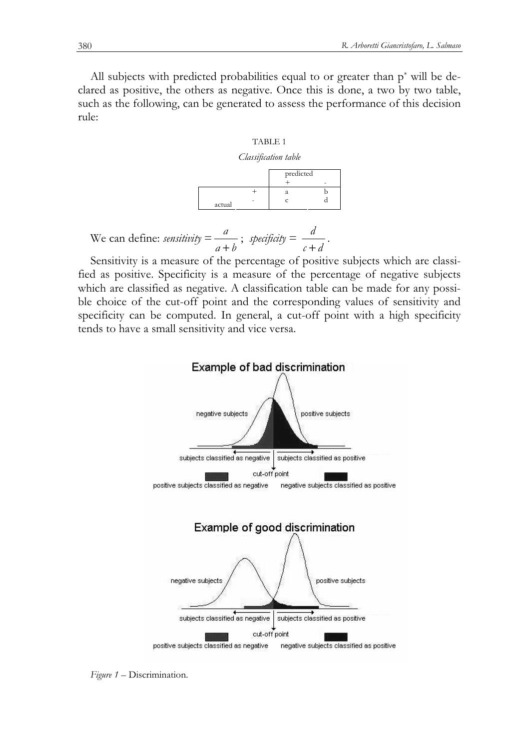All subjects with predicted probabilities equal to or greater than $p^*$ will be declared as positive, the others as negative. Once this is done, a two by two table, such as the following, can be generated to assess the performance of this decision rule:

TABLE 1

*Classification table*

| | | predicted + | predicted - |
|---|---|---|---|
| actual | + | a | b |
| | - | c | d |

We can define: $sensitivity = \frac{a}{a+b}$; $specificity = \frac{d}{c+d}$.

Sensitivity is a measure of the percentage of positive subjects which are classified as positive. Specificity is a measure of the percentage of negative subjects which are classified as negative. A classification table can be made for any possible choice of the cut-off point and the corresponding values of sensitivity and specificity can be computed. In general, a cut-off point with a high specificity tends to have a small sensitivity and vice versa.

*Figure 1* – Discrimination.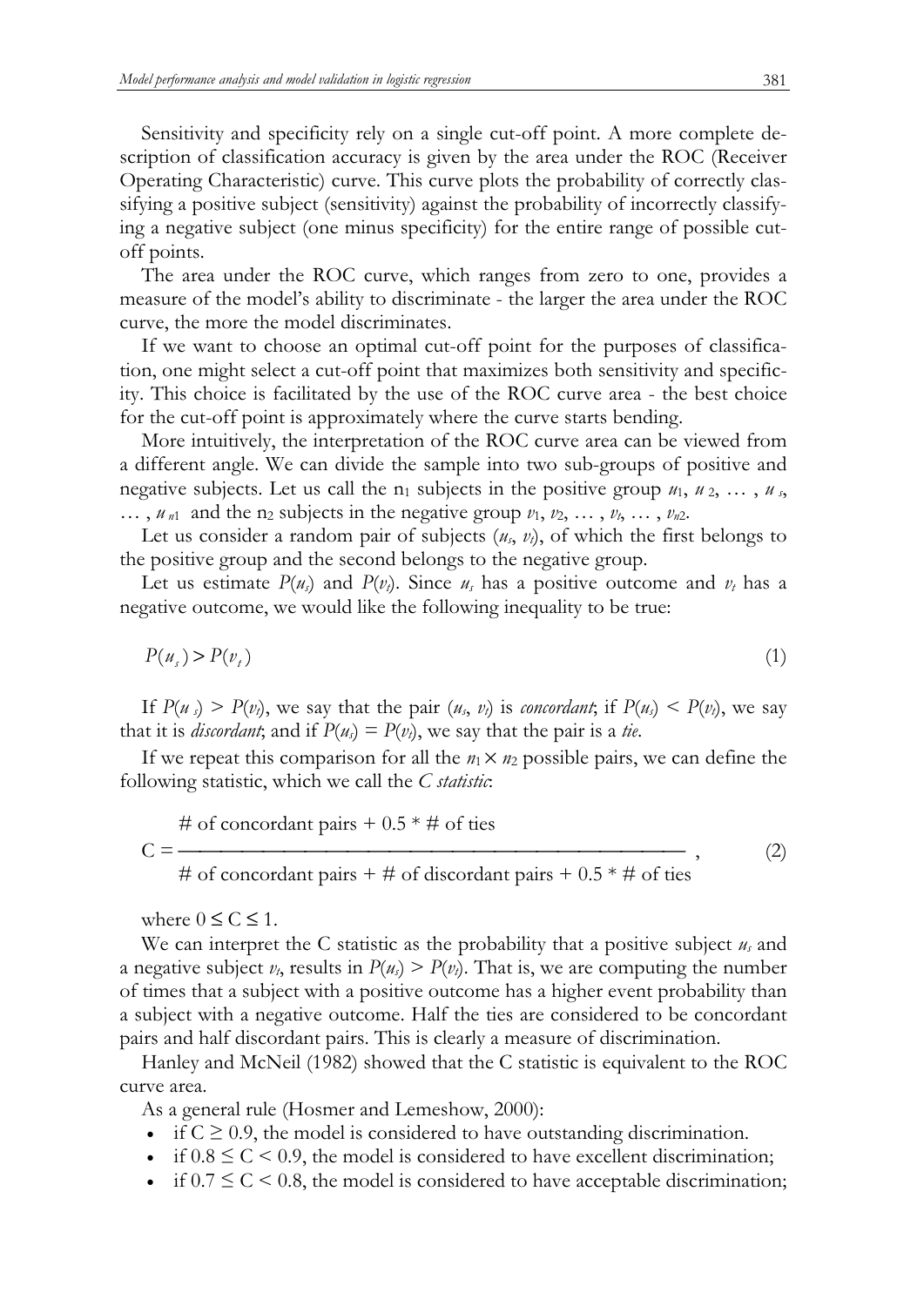Sensitivity and specificity rely on a single cut-off point. A more complete description of classification accuracy is given by the area under the ROC (Receiver Operating Characteristic) curve. This curve plots the probability of correctly classifying a positive subject (sensitivity) against the probability of incorrectly classifying a negative subject (one minus specificity) for the entire range of possible cut-off points.

The area under the ROC curve, which ranges from zero to one, provides a measure of the model's ability to discriminate - the larger the area under the ROC curve, the more the model discriminates.

If we want to choose an optimal cut-off point for the purposes of classification, one might select a cut-off point that maximizes both sensitivity and specificity. This choice is facilitated by the use of the ROC curve area - the best choice for the cut-off point is approximately where the curve starts bending.

More intuitively, the interpretation of the ROC curve area can be viewed from a different angle. We can divide the sample into two sub-groups of positive and negative subjects. Let us call the $n_1$ subjects in the positive group $u_1, u_2, \ldots, u_s, \ldots, u_{n1}$ and the $n_2$ subjects in the negative group $v_1, v_2, \ldots, v_t, \ldots, v_{n2}$.

Let us consider a random pair of subjects $(u_s, v_t)$, of which the first belongs to the positive group and the second belongs to the negative group.

Let us estimate $P(u_s)$ and $P(v_t)$. Since $u_s$ has a positive outcome and $v_t$ has a negative outcome, we would like the following inequality to be true:

$$P(u_s) > P(v_t) \tag{1}$$

If $P(u_s) > P(v_t)$, we say that the pair $(u_s, v_t)$ is *concordant*; if $P(u_s) < P(v_t)$, we say that it is *discordant*; and if $P(u_s) = P(v_t)$, we say that the pair is a *tie*.

If we repeat this comparison for all the $n_1 \times n_2$ possible pairs, we can define the following statistic, which we call the *C statistic*:

$$C = \frac{\text{\# of concordant pairs} + 0.5 * \text{\# of ties}}{\text{\# of concordant pairs} + \text{\# of discordant pairs} + 0.5 * \text{\# of ties}}, \tag{2}$$

where $0 \leq C \leq 1$.

We can interpret the C statistic as the probability that a positive subject $u_s$ and a negative subject $v_t$, results in $P(u_s) > P(v_t)$. That is, we are computing the number of times that a subject with a positive outcome has a higher event probability than a subject with a negative outcome. Half the ties are considered to be concordant pairs and half discordant pairs. This is clearly a measure of discrimination.

Hanley and McNeil (1982) showed that the C statistic is equivalent to the ROC curve area.

As a general rule (Hosmer and Lemeshow, 2000):

- if $C \geq 0.9$, the model is considered to have outstanding discrimination.
- if $0.8 \leq C < 0.9$, the model is considered to have excellent discrimination;
- if $0.7 \leq C < 0.8$, the model is considered to have acceptable discrimination;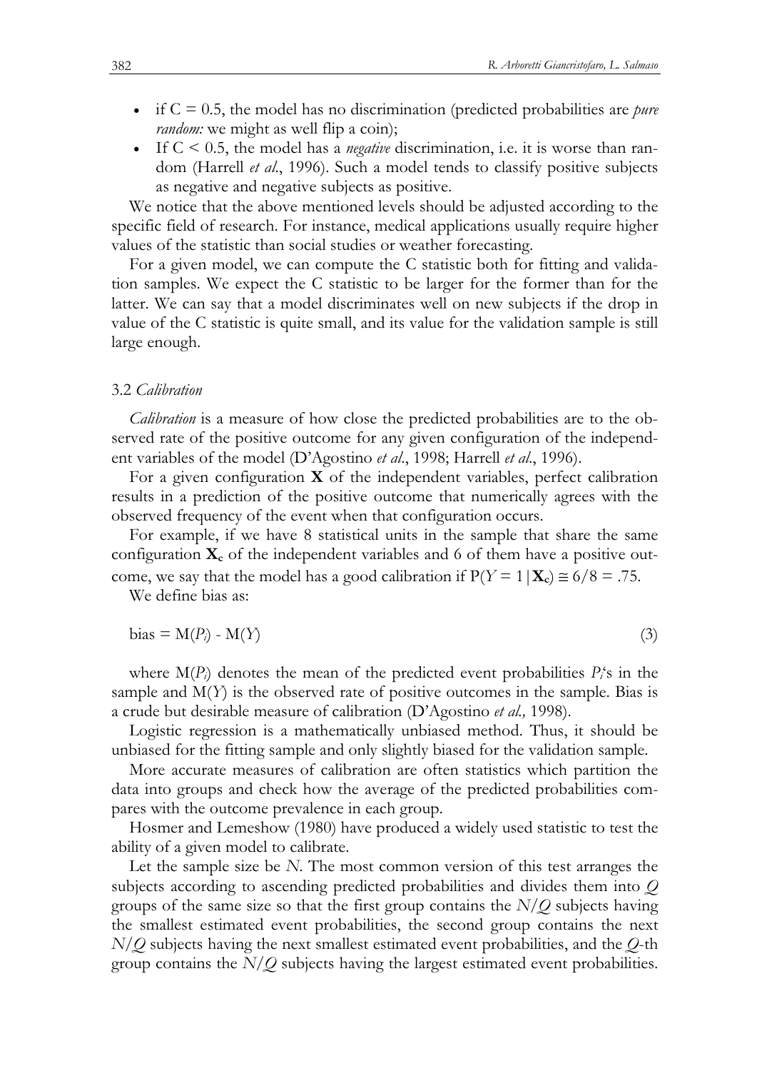- if C = 0.5, the model has no discrimination (predicted probabilities are *pure random:* we might as well flip a coin);
- If C < 0.5, the model has a *negative* discrimination, i.e. it is worse than random (Harrell *et al*., 1996). Such a model tends to classify positive subjects as negative and negative subjects as positive.

We notice that the above mentioned levels should be adjusted according to the specific field of research. For instance, medical applications usually require higher values of the statistic than social studies or weather forecasting.

For a given model, we can compute the C statistic both for fitting and validation samples. We expect the C statistic to be larger for the former than for the latter. We can say that a model discriminates well on new subjects if the drop in value of the C statistic is quite small, and its value for the validation sample is still large enough.

### 3.2 *Calibration*

*Calibration* is a measure of how close the predicted probabilities are to the observed rate of the positive outcome for any given configuration of the independent variables of the model (D'Agostino *et al*., 1998; Harrell *et al*., 1996).

For a given configuration $\mathbf{X}$ of the independent variables, perfect calibration results in a prediction of the positive outcome that numerically agrees with the observed frequency of the event when that configuration occurs.

For example, if we have 8 statistical units in the sample that share the same configuration $\mathbf{X}_c$ of the independent variables and 6 of them have a positive outcome, we say that the model has a good calibration if $P(Y = 1 | \mathbf{X}_c) \cong 6/8 = .75$.

We define bias as:

$$\text{bias} = M(P_i) - M(Y) \tag{3}$$

where $M(P_i)$ denotes the mean of the predicted event probabilities $P_i$'s in the sample and $M(Y)$ is the observed rate of positive outcomes in the sample. Bias is a crude but desirable measure of calibration (D'Agostino *et al.,* 1998).

Logistic regression is a mathematically unbiased method. Thus, it should be unbiased for the fitting sample and only slightly biased for the validation sample.

More accurate measures of calibration are often statistics which partition the data into groups and check how the average of the predicted probabilities compares with the outcome prevalence in each group.

Hosmer and Lemeshow (1980) have produced a widely used statistic to test the ability of a given model to calibrate.

Let the sample size be $N$. The most common version of this test arranges the subjects according to ascending predicted probabilities and divides them into $Q$ groups of the same size so that the first group contains the $N/Q$ subjects having the smallest estimated event probabilities, the second group contains the next $N/Q$ subjects having the next smallest estimated event probabilities, and the $Q$-th group contains the $N/Q$ subjects having the largest estimated event probabilities.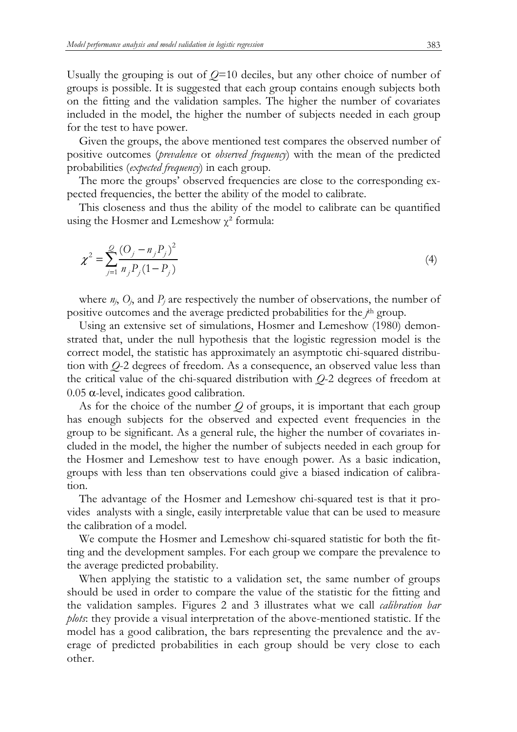Usually the grouping is out of $Q$=10 deciles, but any other choice of number of groups is possible. It is suggested that each group contains enough subjects both on the fitting and the validation samples. The higher the number of covariates included in the model, the higher the number of subjects needed in each group for the test to have power.

Given the groups, the above mentioned test compares the observed number of positive outcomes (*prevalence* or *observed frequency*) with the mean of the predicted probabilities (*expected frequency*) in each group.

The more the groups' observed frequencies are close to the corresponding expected frequencies, the better the ability of the model to calibrate.

This closeness and thus the ability of the model to calibrate can be quantified using the Hosmer and Lemeshow $\chi^2$ formula:

$$\chi^2 = \sum_{j=1}^{Q} \frac{(O_j - n_j P_j)^2}{n_j P_j (1 - P_j)} \tag{4}$$

where $n_j$, $O_j$, and $P_j$ are respectively the number of observations, the number of positive outcomes and the average predicted probabilities for the $j^{\text{th}}$ group.

Using an extensive set of simulations, Hosmer and Lemeshow (1980) demonstrated that, under the null hypothesis that the logistic regression model is the correct model, the statistic has approximately an asymptotic chi-squared distribution with $Q$-2 degrees of freedom. As a consequence, an observed value less than the critical value of the chi-squared distribution with $Q$-2 degrees of freedom at 0.05 $\alpha$-level, indicates good calibration.

As for the choice of the number $Q$ of groups, it is important that each group has enough subjects for the observed and expected event frequencies in the group to be significant. As a general rule, the higher the number of covariates included in the model, the higher the number of subjects needed in each group for the Hosmer and Lemeshow test to have enough power. As a basic indication, groups with less than ten observations could give a biased indication of calibration.

The advantage of the Hosmer and Lemeshow chi-squared test is that it provides analysts with a single, easily interpretable value that can be used to measure the calibration of a model.

We compute the Hosmer and Lemeshow chi-squared statistic for both the fitting and the development samples. For each group we compare the prevalence to the average predicted probability.

When applying the statistic to a validation set, the same number of groups should be used in order to compare the value of the statistic for the fitting and the validation samples. Figures 2 and 3 illustrates what we call *calibration bar plots*: they provide a visual interpretation of the above-mentioned statistic. If the model has a good calibration, the bars representing the prevalence and the average of predicted probabilities in each group should be very close to each other.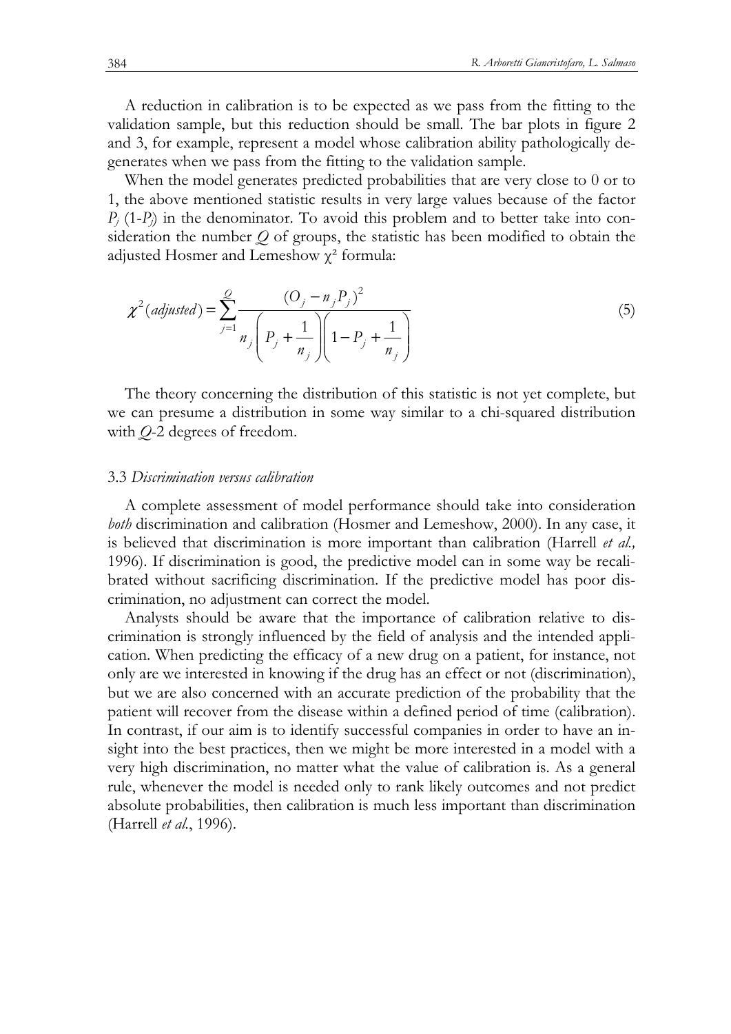A reduction in calibration is to be expected as we pass from the fitting to the validation sample, but this reduction should be small. The bar plots in figure 2 and 3, for example, represent a model whose calibration ability pathologically degenerates when we pass from the fitting to the validation sample.

When the model generates predicted probabilities that are very close to 0 or to 1, the above mentioned statistic results in very large values because of the factor $P_j$ $(1-P_j)$ in the denominator. To avoid this problem and to better take into consideration the number $Q$ of groups, the statistic has been modified to obtain the adjusted Hosmer and Lemeshow $\chi^2$ formula:

$$\chi^2(adjusted) = \sum_{j=1}^{Q} \frac{(O_j - n_j P_j)^2}{n_j \left( P_j + \frac{1}{n_j} \right) \left( 1 - P_j + \frac{1}{n_j} \right)} \tag{5}$$

The theory concerning the distribution of this statistic is not yet complete, but we can presume a distribution in some way similar to a chi-squared distribution with $Q$-2 degrees of freedom.

### 3.3 *Discrimination versus calibration*

A complete assessment of model performance should take into consideration *both* discrimination and calibration (Hosmer and Lemeshow, 2000). In any case, it is believed that discrimination is more important than calibration (Harrell *et al.,* 1996). If discrimination is good, the predictive model can in some way be recalibrated without sacrificing discrimination. If the predictive model has poor discrimination, no adjustment can correct the model.

Analysts should be aware that the importance of calibration relative to discrimination is strongly influenced by the field of analysis and the intended application. When predicting the efficacy of a new drug on a patient, for instance, not only are we interested in knowing if the drug has an effect or not (discrimination), but we are also concerned with an accurate prediction of the probability that the patient will recover from the disease within a defined period of time (calibration). In contrast, if our aim is to identify successful companies in order to have an insight into the best practices, then we might be more interested in a model with a very high discrimination, no matter what the value of calibration is. As a general rule, whenever the model is needed only to rank likely outcomes and not predict absolute probabilities, then calibration is much less important than discrimination (Harrell *et al.*, 1996).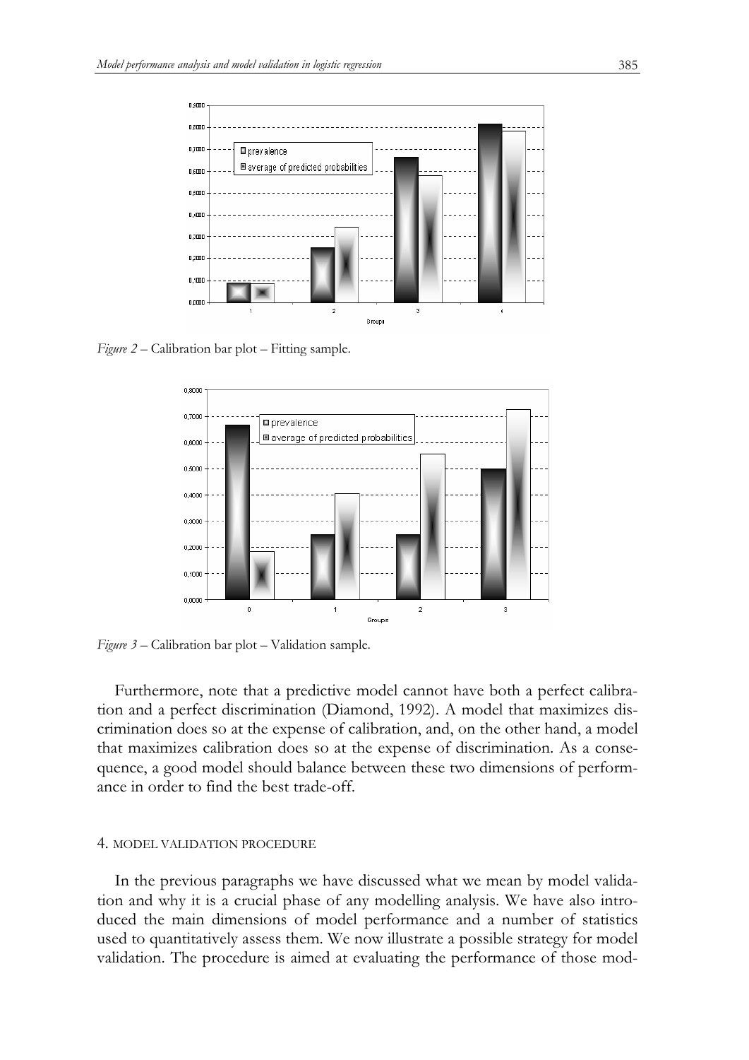*Figure 2* – Calibration bar plot – Fitting sample.

*Figure 3* – Calibration bar plot – Validation sample.

Furthermore, note that a predictive model cannot have both a perfect calibration and a perfect discrimination (Diamond, 1992). A model that maximizes discrimination does so at the expense of calibration, and, on the other hand, a model that maximizes calibration does so at the expense of discrimination. As a consequence, a good model should balance between these two dimensions of performance in order to find the best trade-off.

## 4. MODEL VALIDATION PROCEDURE

In the previous paragraphs we have discussed what we mean by model validation and why it is a crucial phase of any modelling analysis. We have also introduced the main dimensions of model performance and a number of statistics used to quantitatively assess them. We now illustrate a possible strategy for model validation. The procedure is aimed at evaluating the performance of those mod-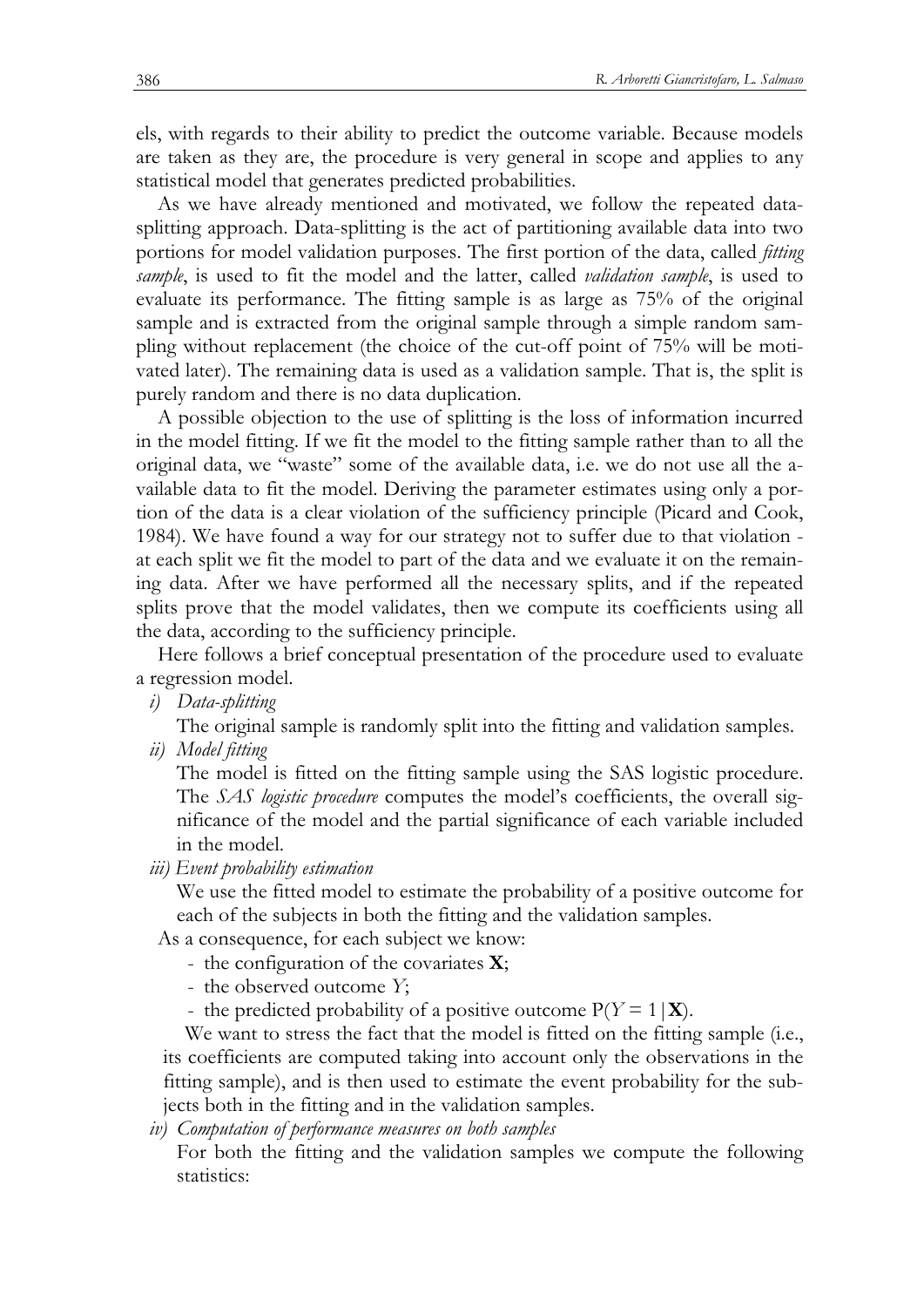els, with regards to their ability to predict the outcome variable. Because models are taken as they are, the procedure is very general in scope and applies to any statistical model that generates predicted probabilities.

As we have already mentioned and motivated, we follow the repeated data-splitting approach. Data-splitting is the act of partitioning available data into two portions for model validation purposes. The first portion of the data, called *fitting sample*, is used to fit the model and the latter, called *validation sample*, is used to evaluate its performance. The fitting sample is as large as 75% of the original sample and is extracted from the original sample through a simple random sampling without replacement (the choice of the cut-off point of 75% will be motivated later). The remaining data is used as a validation sample. That is, the split is purely random and there is no data duplication.

A possible objection to the use of splitting is the loss of information incurred in the model fitting. If we fit the model to the fitting sample rather than to all the original data, we "waste" some of the available data, i.e. we do not use all the available data to fit the model. Deriving the parameter estimates using only a portion of the data is a clear violation of the sufficiency principle (Picard and Cook, 1984). We have found a way for our strategy not to suffer due to that violation - at each split we fit the model to part of the data and we evaluate it on the remaining data. After we have performed all the necessary splits, and if the repeated splits prove that the model validates, then we compute its coefficients using all the data, according to the sufficiency principle.

Here follows a brief conceptual presentation of the procedure used to evaluate a regression model.

*i) Data-splitting*

The original sample is randomly split into the fitting and validation samples.

*ii) Model fitting*

The model is fitted on the fitting sample using the SAS logistic procedure. The *SAS logistic procedure* computes the model's coefficients, the overall significance of the model and the partial significance of each variable included in the model.

*iii) Event probability estimation*

We use the fitted model to estimate the probability of a positive outcome for each of the subjects in both the fitting and the validation samples.

As a consequence, for each subject we know:

- the configuration of the covariates $\mathbf{X}$;
- the observed outcome $Y$;
- the predicted probability of a positive outcome $P(Y = 1|\mathbf{X})$.

We want to stress the fact that the model is fitted on the fitting sample (i.e., its coefficients are computed taking into account only the observations in the fitting sample), and is then used to estimate the event probability for the subjects both in the fitting and in the validation samples.

*iv) Computation of performance measures on both samples*

For both the fitting and the validation samples we compute the following statistics: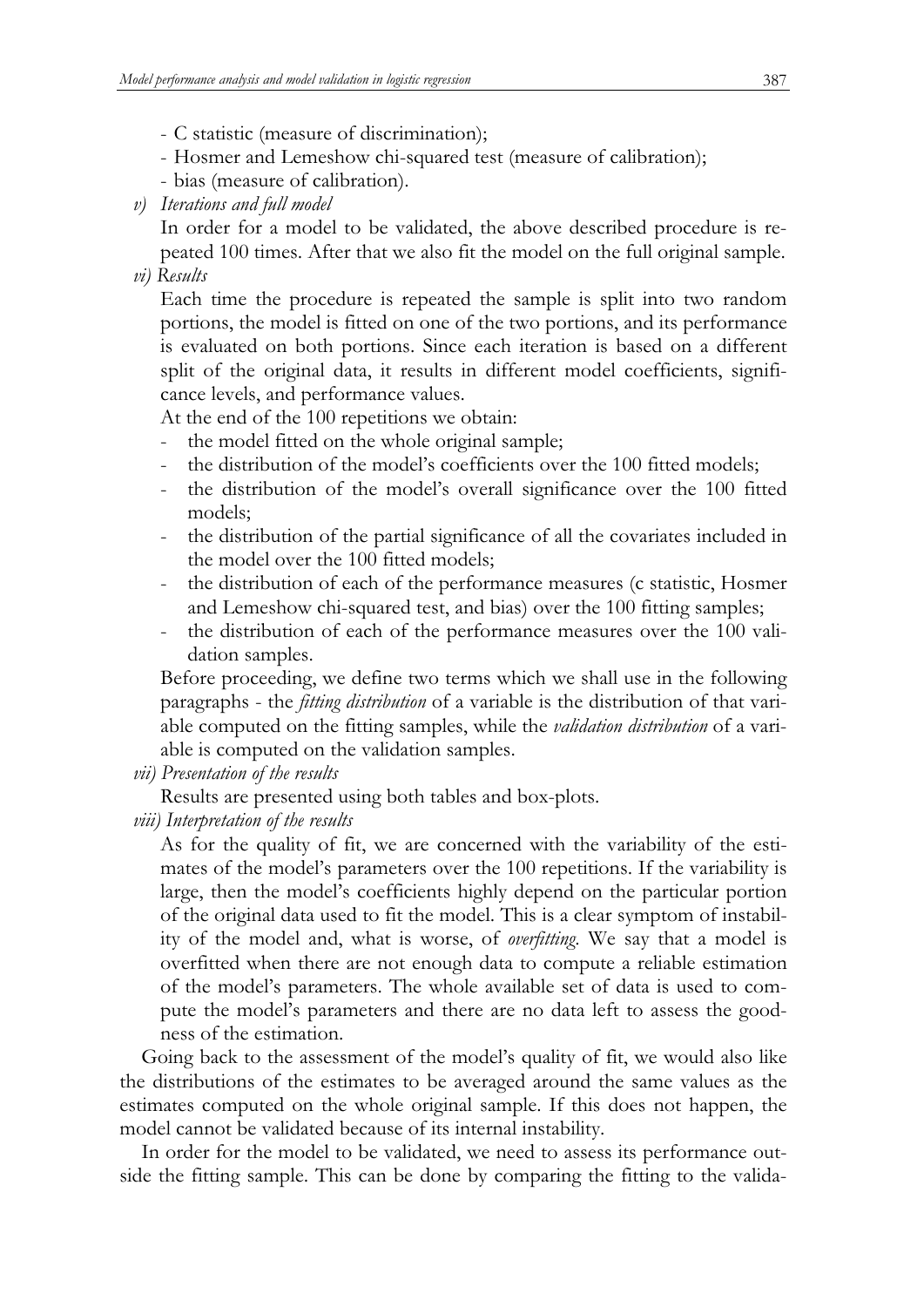- C statistic (measure of discrimination);
- Hosmer and Lemeshow chi-squared test (measure of calibration);
- bias (measure of calibration).

*v) Iterations and full model*

In order for a model to be validated, the above described procedure is repeated 100 times. After that we also fit the model on the full original sample.

*vi) Results*

Each time the procedure is repeated the sample is split into two random portions, the model is fitted on one of the two portions, and its performance is evaluated on both portions. Since each iteration is based on a different split of the original data, it results in different model coefficients, significance levels, and performance values.

At the end of the 100 repetitions we obtain:

- the model fitted on the whole original sample;
- the distribution of the model's coefficients over the 100 fitted models;
- the distribution of the model's overall significance over the 100 fitted models;
- the distribution of the partial significance of all the covariates included in the model over the 100 fitted models;
- the distribution of each of the performance measures (c statistic, Hosmer and Lemeshow chi-squared test, and bias) over the 100 fitting samples;
- the distribution of each of the performance measures over the 100 validation samples.

Before proceeding, we define two terms which we shall use in the following paragraphs - the *fitting distribution* of a variable is the distribution of that variable computed on the fitting samples, while the *validation distribution* of a variable is computed on the validation samples.

*vii) Presentation of the results*

Results are presented using both tables and box-plots.

*viii) Interpretation of the results*

As for the quality of fit, we are concerned with the variability of the estimates of the model's parameters over the 100 repetitions. If the variability is large, then the model's coefficients highly depend on the particular portion of the original data used to fit the model. This is a clear symptom of instability of the model and, what is worse, of *overfitting*. We say that a model is overfitted when there are not enough data to compute a reliable estimation of the model's parameters. The whole available set of data is used to compute the model's parameters and there are no data left to assess the goodness of the estimation.

Going back to the assessment of the model's quality of fit, we would also like the distributions of the estimates to be averaged around the same values as the estimates computed on the whole original sample. If this does not happen, the model cannot be validated because of its internal instability.

In order for the model to be validated, we need to assess its performance outside the fitting sample. This can be done by comparing the fitting to the valida-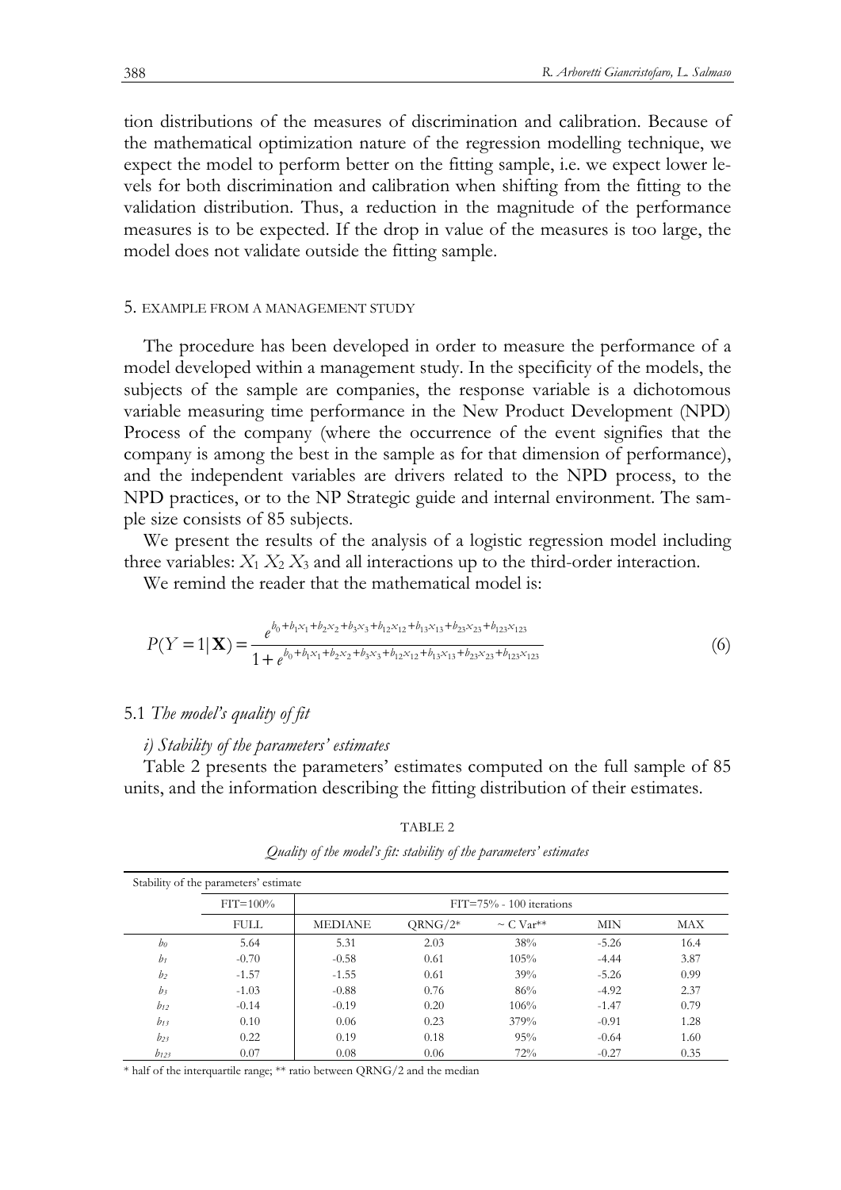tion distributions of the measures of discrimination and calibration. Because of the mathematical optimization nature of the regression modelling technique, we expect the model to perform better on the fitting sample, i.e. we expect lower levels for both discrimination and calibration when shifting from the fitting to the validation distribution. Thus, a reduction in the magnitude of the performance measures is to be expected. If the drop in value of the measures is too large, the model does not validate outside the fitting sample.

## 5. EXAMPLE FROM A MANAGEMENT STUDY

The procedure has been developed in order to measure the performance of a model developed within a management study. In the specificity of the models, the subjects of the sample are companies, the response variable is a dichotomous variable measuring time performance in the New Product Development (NPD) Process of the company (where the occurrence of the event signifies that the company is among the best in the sample as for that dimension of performance), and the independent variables are drivers related to the NPD process, to the NPD practices, or to the NP Strategic guide and internal environment. The sample size consists of 85 subjects.

We present the results of the analysis of a logistic regression model including three variables: $X_1$ $X_2$ $X_3$ and all interactions up to the third-order interaction.

We remind the reader that the mathematical model is:

$$P(Y=1|\mathbf{X}) = \frac{e^{b_0+b_1x_1+b_2x_2+b_3x_3+b_{12}x_{12}+b_{13}x_{13}+b_{23}x_{23}+b_{123}x_{123}}}{1+e^{b_0+b_1x_1+b_2x_2+b_3x_3+b_{12}x_{12}+b_{13}x_{13}+b_{23}x_{23}+b_{123}x_{123}}} \tag{6}$$

### 5.1 *The model's quality of fit*

*i) Stability of the parameters' estimates*

Table 2 presents the parameters' estimates computed on the full sample of 85 units, and the information describing the fitting distribution of their estimates.

TABLE 2

*Quality of the model's fit: stability of the parameters' estimates*

| Stability of the parameters' estimate | | | | | | |
|---|---|---|---|---|---|---|
| | FIT=100% | FIT=75% - 100 iterations | | | | |
| | FULL | MEDIANE | QRNG/2* | ~ C Var** | MIN | MAX |
| $b_0$ | 5.64 | 5.31 | 2.03 | 38% | -5.26 | 16.4 |
| $b_1$ | -0.70 | -0.58 | 0.61 | 105% | -4.44 | 3.87 |
| $b_2$ | -1.57 | -1.55 | 0.61 | 39% | -5.26 | 0.99 |
| $b_3$ | -1.03 | -0.88 | 0.76 | 86% | -4.92 | 2.37 |
| $b_{12}$ | -0.14 | -0.19 | 0.20 | 106% | -1.47 | 0.79 |
| $b_{13}$ | 0.10 | 0.06 | 0.23 | 379% | -0.91 | 1.28 |
| $b_{23}$ | 0.22 | 0.19 | 0.18 | 95% | -0.64 | 1.60 |
| $b_{123}$ | 0.07 | 0.08 | 0.06 | 72% | -0.27 | 0.35 |

\* half of the interquartile range; ** ratio between QRNG/2 and the median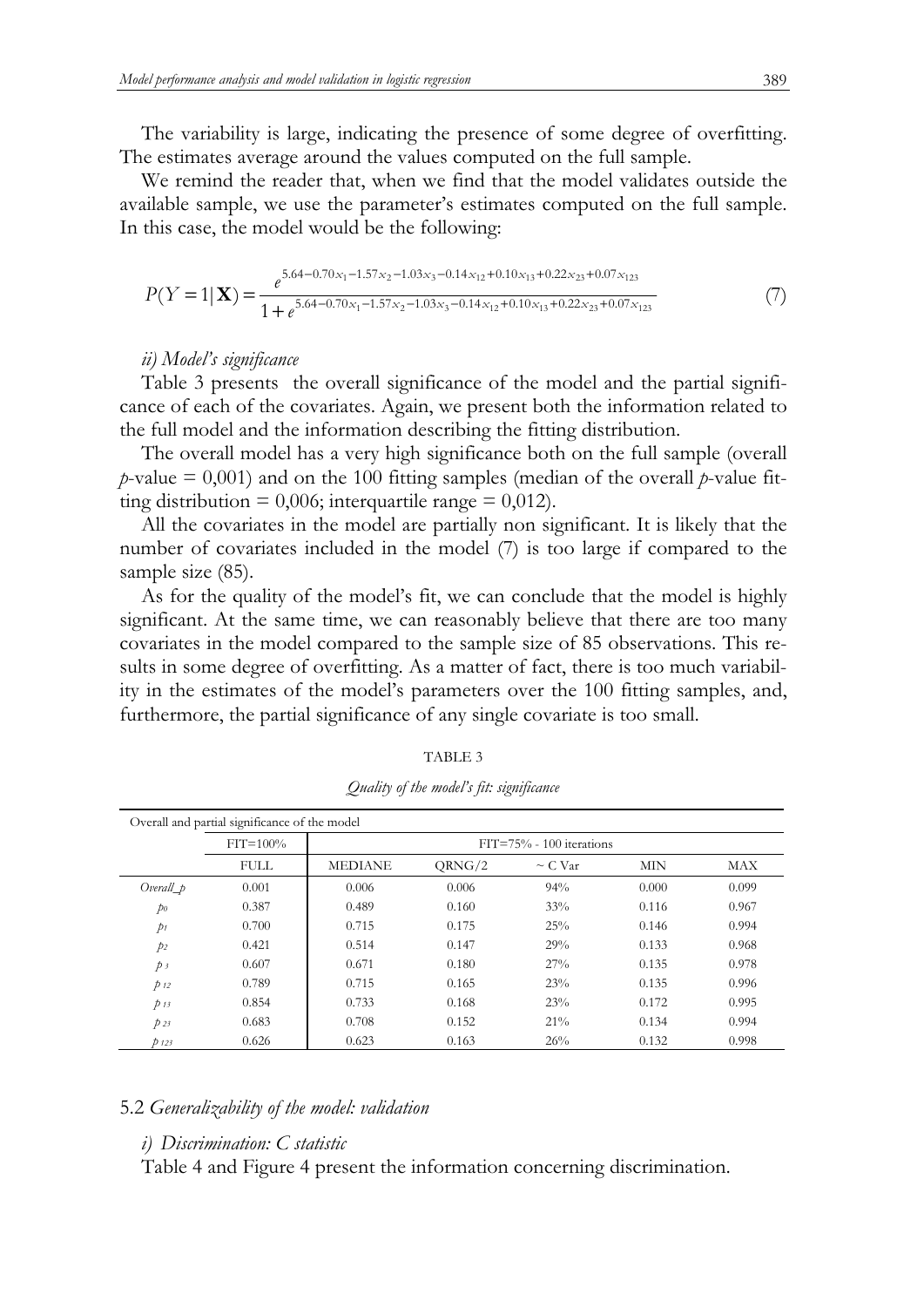The variability is large, indicating the presence of some degree of overfitting. The estimates average around the values computed on the full sample.

We remind the reader that, when we find that the model validates outside the available sample, we use the parameter's estimates computed on the full sample. In this case, the model would be the following:

$$P(Y=1|\mathbf{X}) = \frac{e^{5.64-0.70x_1-1.57x_2-1.03x_3-0.14x_{12}+0.10x_{13}+0.22x_{23}+0.07x_{123}}}{1+e^{5.64-0.70x_1-1.57x_2-1.03x_3-0.14x_{12}+0.10x_{13}+0.22x_{23}+0.07x_{123}}} \tag{7}$$

*ii) Model's significance*

Table 3 presents the overall significance of the model and the partial significance of each of the covariates. Again, we present both the information related to the full model and the information describing the fitting distribution.

The overall model has a very high significance both on the full sample (overall $p$-value = 0,001) and on the 100 fitting samples (median of the overall $p$-value fitting distribution = 0,006; interquartile range = 0,012).

All the covariates in the model are partially non significant. It is likely that the number of covariates included in the model (7) is too large if compared to the sample size (85).

As for the quality of the model's fit, we can conclude that the model is highly significant. At the same time, we can reasonably believe that there are too many covariates in the model compared to the sample size of 85 observations. This results in some degree of overfitting. As a matter of fact, there is too much variability in the estimates of the model's parameters over the 100 fitting samples, and, furthermore, the partial significance of any single covariate is too small.

TABLE 3

*Quality of the model's fit: significance*

| Overall and partial significance of the model | | | | | | |
|---|---|---|---|---|---|---|
| | FIT=100% | FIT=75% - 100 iterations | | | | |
| | FULL | MEDIANE | QRNG/2 | ~ C Var | MIN | MAX |
| *Overall_p* | 0.001 | 0.006 | 0.006 | 94% | 0.000 | 0.099 |
| $p_0$ | 0.387 | 0.489 | 0.160 | 33% | 0.116 | 0.967 |
| $p_1$ | 0.700 | 0.715 | 0.175 | 25% | 0.146 | 0.994 |
| $p_2$ | 0.421 | 0.514 | 0.147 | 29% | 0.133 | 0.968 |
| $p_3$ | 0.607 | 0.671 | 0.180 | 27% | 0.135 | 0.978 |
| $p_{12}$ | 0.789 | 0.715 | 0.165 | 23% | 0.135 | 0.996 |
| $p_{13}$ | 0.854 | 0.733 | 0.168 | 23% | 0.172 | 0.995 |
| $p_{23}$ | 0.683 | 0.708 | 0.152 | 21% | 0.134 | 0.994 |
| $p_{123}$ | 0.626 | 0.623 | 0.163 | 26% | 0.132 | 0.998 |

### 5.2 *Generalizability of the model: validation*

*i) Discrimination: C statistic*

Table 4 and Figure 4 present the information concerning discrimination.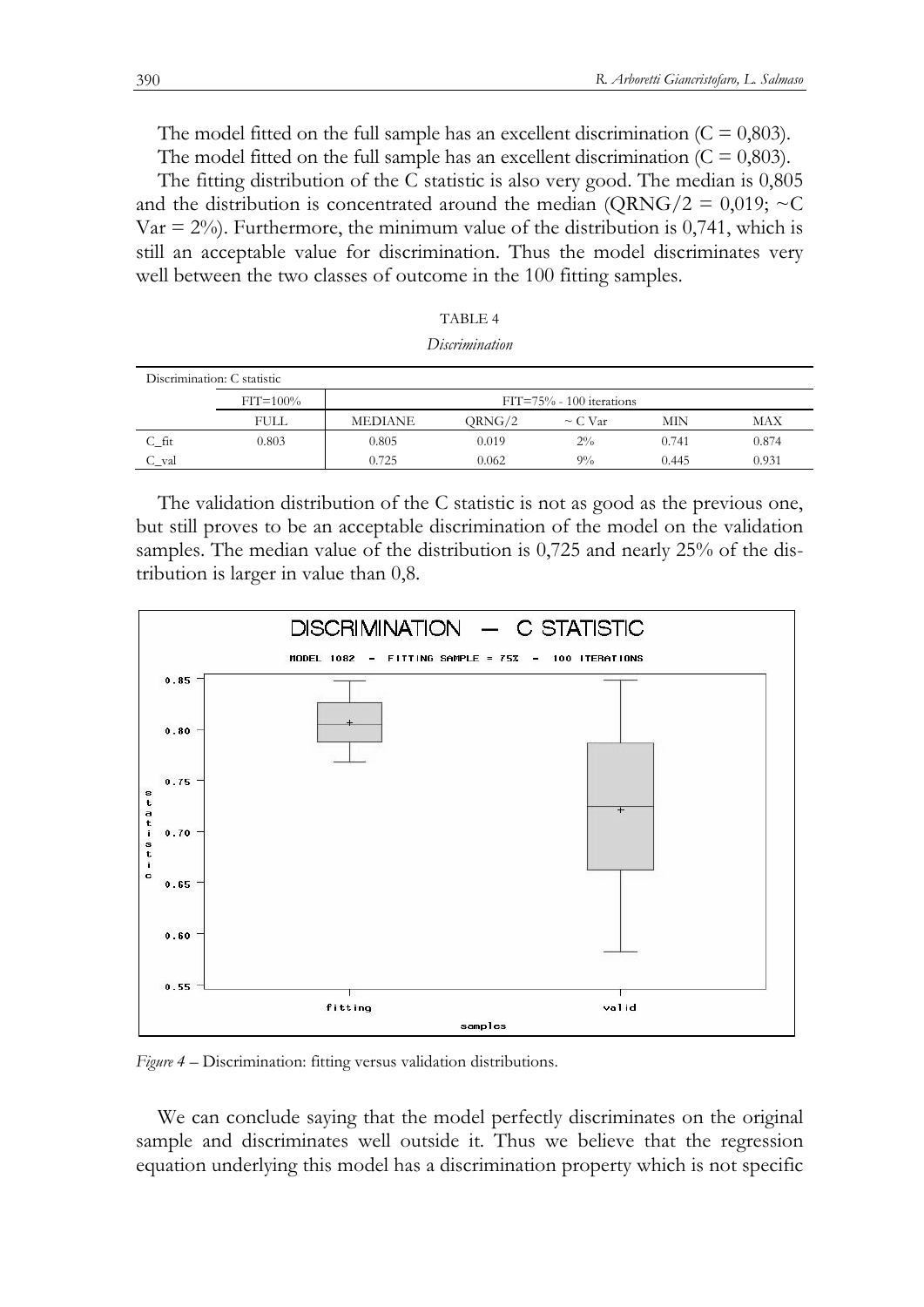The model fitted on the full sample has an excellent discrimination (C = 0,803).

The model fitted on the full sample has an excellent discrimination (C = 0,803).

The fitting distribution of the C statistic is also very good. The median is 0,805 and the distribution is concentrated around the median (QRNG/2 = 0,019; ~C Var = 2%). Furthermore, the minimum value of the distribution is 0,741, which is still an acceptable value for discrimination. Thus the model discriminates very well between the two classes of outcome in the 100 fitting samples.

TABLE 4

*Discrimination*

| Discrimination: C statistic | | | | | | |
|---|---|---|---|---|---|---|
| | FIT=100% | FIT=75% - 100 iterations | | | | |
| | FULL | MEDIANE | QRNG/2 | ~ C Var | MIN | MAX |
| C_fit | 0.803 | 0.805 | 0.019 | 2% | 0.741 | 0.874 |
| C_val | | 0.725 | 0.062 | 9% | 0.445 | 0.931 |

The validation distribution of the C statistic is not as good as the previous one, but still proves to be an acceptable discrimination of the model on the validation samples. The median value of the distribution is 0,725 and nearly 25% of the distribution is larger in value than 0,8.

*Figure 4* – Discrimination: fitting versus validation distributions.

We can conclude saying that the model perfectly discriminates on the original sample and discriminates well outside it. Thus we believe that the regression equation underlying this model has a discrimination property which is not specific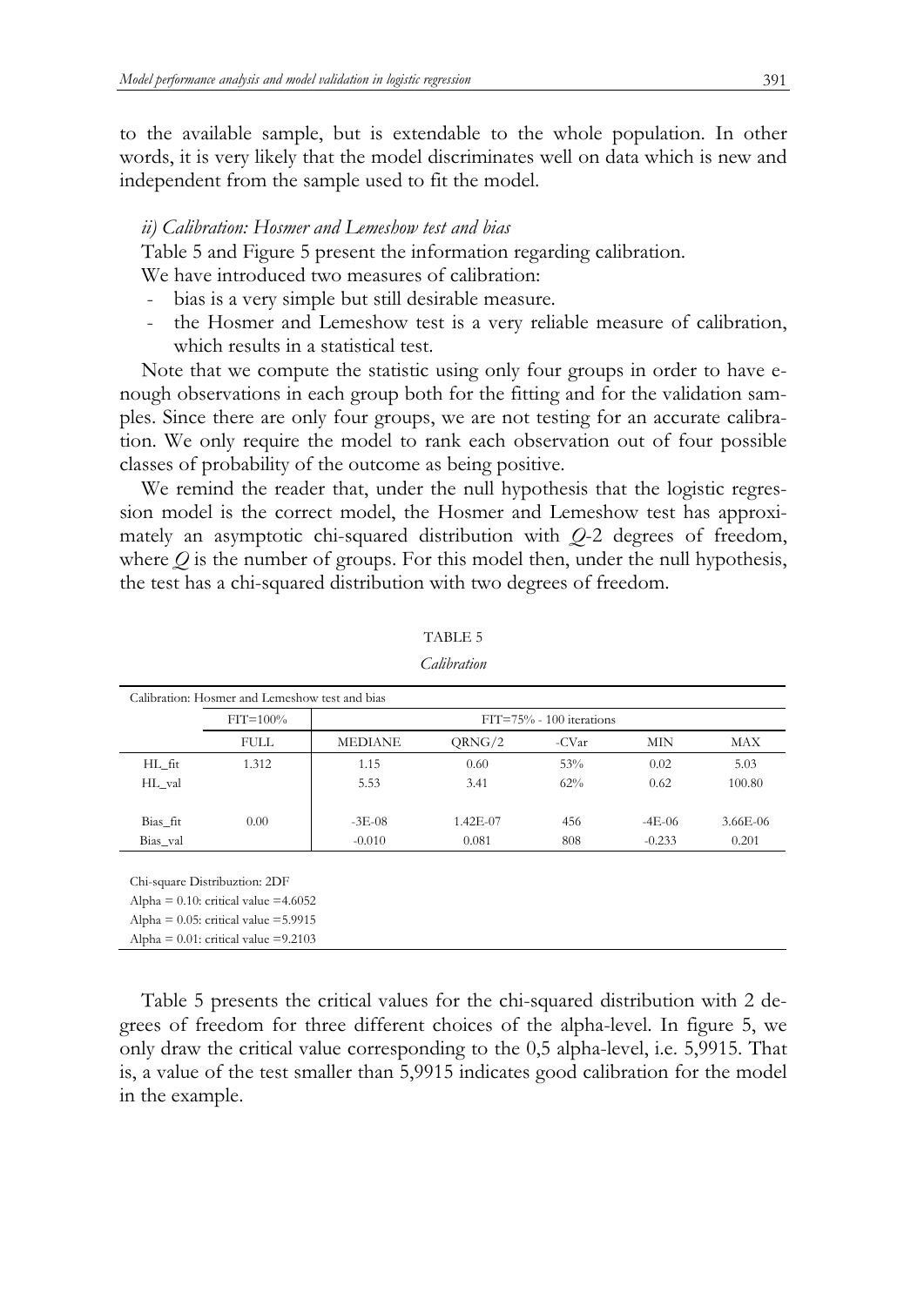to the available sample, but is extendable to the whole population. In other words, it is very likely that the model discriminates well on data which is new and independent from the sample used to fit the model.

*ii) Calibration: Hosmer and Lemeshow test and bias*

Table 5 and Figure 5 present the information regarding calibration.

We have introduced two measures of calibration:

- bias is a very simple but still desirable measure.
- the Hosmer and Lemeshow test is a very reliable measure of calibration, which results in a statistical test.

Note that we compute the statistic using only four groups in order to have enough observations in each group both for the fitting and for the validation samples. Since there are only four groups, we are not testing for an accurate calibration. We only require the model to rank each observation out of four possible classes of probability of the outcome as being positive.

We remind the reader that, under the null hypothesis that the logistic regression model is the correct model, the Hosmer and Lemeshow test has approximately an asymptotic chi-squared distribution with $Q$-2 degrees of freedom, where $Q$ is the number of groups. For this model then, under the null hypothesis, the test has a chi-squared distribution with two degrees of freedom.

TABLE 5

*Calibration*

| Calibration: Hosmer and Lemeshow test and bias | | | | | | |
|---|---|---|---|---|---|---|
| | FIT=100% | FIT=75% - 100 iterations | | | | |
| | FULL | MEDIANE | QRNG/2 | -CVar | MIN | MAX |
| HL_fit | 1.312 | 1.15 | 0.60 | 53% | 0.02 | 5.03 |
| HL_val | | 5.53 | 3.41 | 62% | 0.62 | 100.80 |
| Bias_fit | 0.00 | -3E-08 | 1.42E-07 | 456 | -4E-06 | 3.66E-06 |
| Bias_val | | -0.010 | 0.081 | 808 | -0.233 | 0.201 |

Chi-square Distribuztion: 2DF
Alpha = 0.10: critical value =4.6052
Alpha = 0.05: critical value =5.9915
Alpha = 0.01: critical value =9.2103

Table 5 presents the critical values for the chi-squared distribution with 2 degrees of freedom for three different choices of the alpha-level. In figure 5, we only draw the critical value corresponding to the 0,5 alpha-level, i.e. 5,9915. That is, a value of the test smaller than 5,9915 indicates good calibration for the model in the example.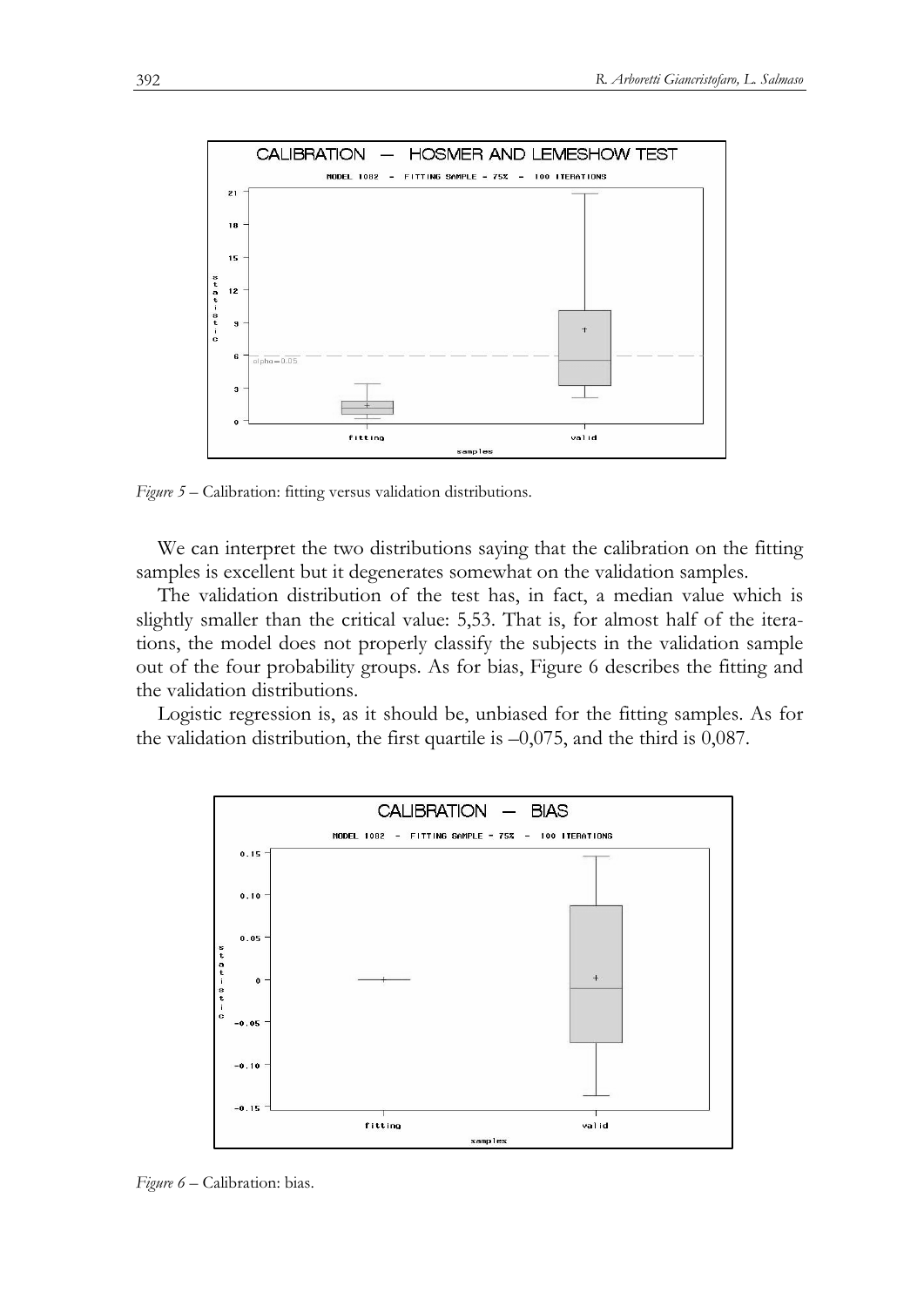*Figure 5* – Calibration: fitting versus validation distributions.

We can interpret the two distributions saying that the calibration on the fitting samples is excellent but it degenerates somewhat on the validation samples.

The validation distribution of the test has, in fact, a median value which is slightly smaller than the critical value: 5,53. That is, for almost half of the iterations, the model does not properly classify the subjects in the validation sample out of the four probability groups. As for bias, Figure 6 describes the fitting and the validation distributions.

Logistic regression is, as it should be, unbiased for the fitting samples. As for the validation distribution, the first quartile is –0,075, and the third is 0,087.

*Figure 6* – Calibration: bias.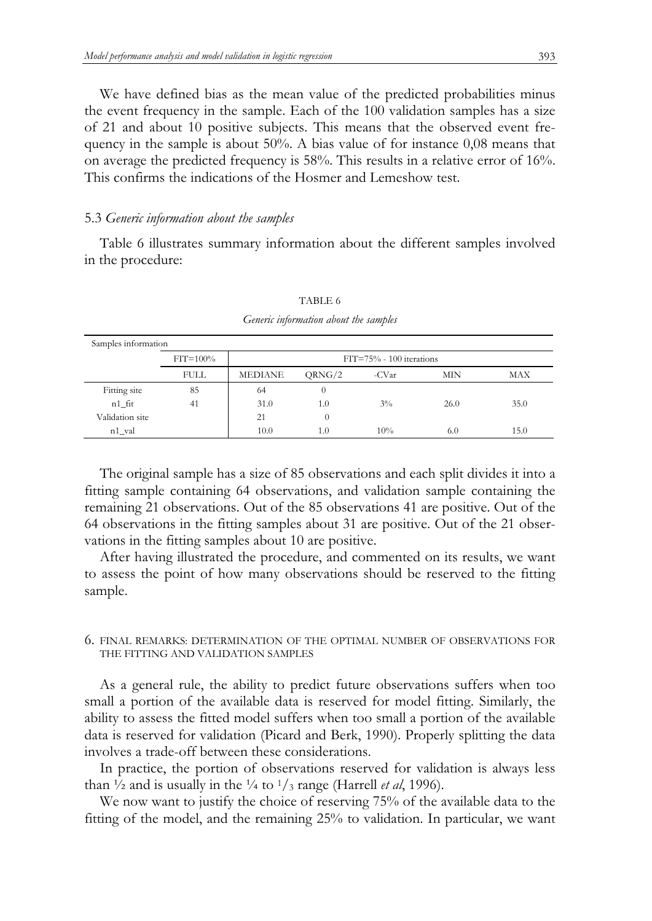We have defined bias as the mean value of the predicted probabilities minus the event frequency in the sample. Each of the 100 validation samples has a size of 21 and about 10 positive subjects. This means that the observed event frequency in the sample is about 50%. A bias value of for instance 0,08 means that on average the predicted frequency is 58%. This results in a relative error of 16%. This confirms the indications of the Hosmer and Lemeshow test.

### 5.3 *Generic information about the samples*

Table 6 illustrates summary information about the different samples involved in the procedure:

TABLE 6

*Generic information about the samples*

| Samples information | | | | | | |
|---|---|---|---|---|---|---|
| | FIT=100% | FIT=75% - 100 iterations | | | | |
| | FULL | MEDIANE | QRNG/2 | -CVar | MIN | MAX |
| Fitting site | 85 | 64 | 0 | | | |
| n1_fit | 41 | 31.0 | 1.0 | 3% | 26.0 | 35.0 |
| Validation site | | 21 | 0 | | | |
| n1_val | | 10.0 | 1.0 | 10% | 6.0 | 15.0 |

The original sample has a size of 85 observations and each split divides it into a fitting sample containing 64 observations, and validation sample containing the remaining 21 observations. Out of the 85 observations 41 are positive. Out of the 64 observations in the fitting samples about 31 are positive. Out of the 21 observations in the fitting samples about 10 are positive.

After having illustrated the procedure, and commented on its results, we want to assess the point of how many observations should be reserved to the fitting sample.

## 6. FINAL REMARKS: DETERMINATION OF THE OPTIMAL NUMBER OF OBSERVATIONS FOR THE FITTING AND VALIDATION SAMPLES

As a general rule, the ability to predict future observations suffers when too small a portion of the available data is reserved for model fitting. Similarly, the ability to assess the fitted model suffers when too small a portion of the available data is reserved for validation (Picard and Berk, 1990). Properly splitting the data involves a trade-off between these considerations.

In practice, the portion of observations reserved for validation is always less than ½ and is usually in the ¼ to ⅓ range (Harrell *et al*, 1996).

We now want to justify the choice of reserving 75% of the available data to the fitting of the model, and the remaining 25% to validation. In particular, we want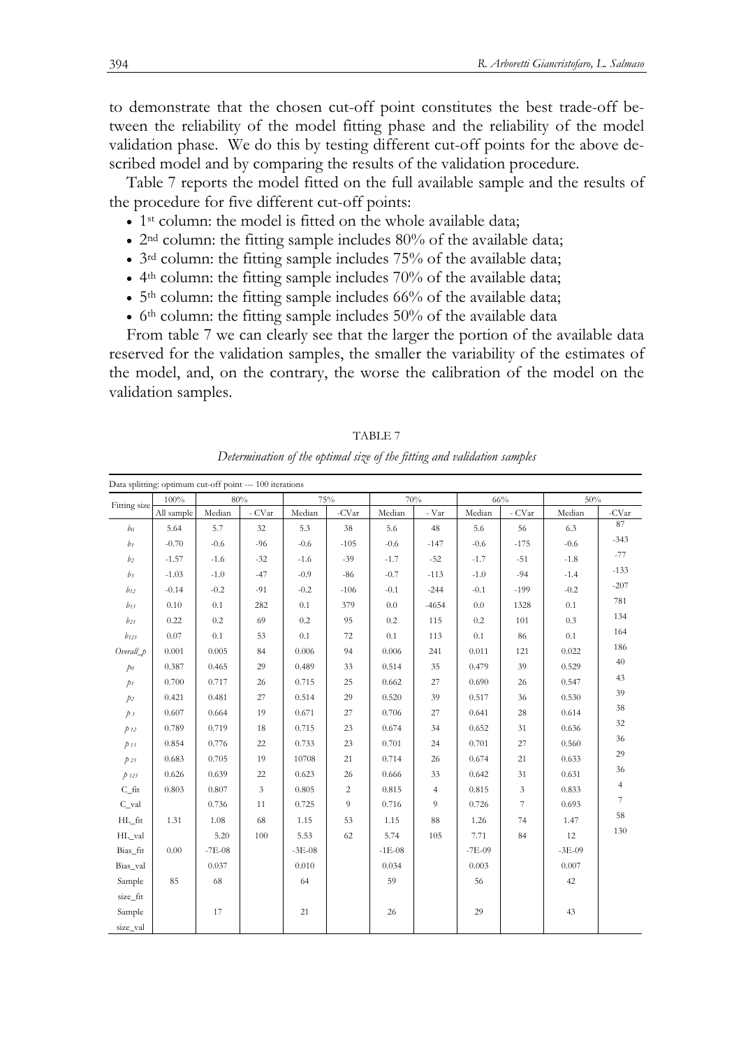to demonstrate that the chosen cut-off point constitutes the best trade-off between the reliability of the model fitting phase and the reliability of the model validation phase. We do this by testing different cut-off points for the above described model and by comparing the results of the validation procedure.

Table 7 reports the model fitted on the full available sample and the results of the procedure for five different cut-off points:

- 1st column: the model is fitted on the whole available data;
- 2nd column: the fitting sample includes 80% of the available data;
- 3rd column: the fitting sample includes 75% of the available data;
- 4th column: the fitting sample includes 70% of the available data;
- 5th column: the fitting sample includes 66% of the available data;
- 6th column: the fitting sample includes 50% of the available data

From table 7 we can clearly see that the larger the portion of the available data reserved for the validation samples, the smaller the variability of the estimates of the model, and, on the contrary, the worse the calibration of the model on the validation samples.

TABLE 7

*Determination of the optimal size of the fitting and validation samples*

Data splitting: optimum cut-off point --- 100 iterations

| Fitting size | 100% | 80% | | 75% | | 70% | | 66% | | 50% | |
|---|---|---|---|---|---|---|---|---|---|---|---|
| | All sample | Median | - CVar | Median | -CVar | Median | - Var | Median | - CVar | Median | -CVar |
| $b_0$ | 5.64 | 5.7 | 32 | 5.3 | 38 | 5.6 | 48 | 5.6 | 56 | 6.3 | 87 |
| $b_1$ | -0.70 | -0.6 | -96 | -0.6 | -105 | -0.6 | -147 | -0.6 | -175 | -0.6 | -343 |
| $b_2$ | -1.57 | -1.6 | -32 | -1.6 | -39 | -1.7 | -52 | -1.7 | -51 | -1.8 | -77 |
| $b_3$ | -1.03 | -1.0 | -47 | -0.9 | -86 | -0.7 | -113 | -1.0 | -94 | -1.4 | -133 |
| $b_{12}$ | -0.14 | -0.2 | -91 | -0.2 | -106 | -0.1 | -244 | -0.1 | -199 | -0.2 | -207 |
| $b_{13}$ | 0.10 | 0.1 | 282 | 0.1 | 379 | 0.0 | -4654 | 0.0 | 1328 | 0.1 | 781 |
| $b_{23}$ | 0.22 | 0.2 | 69 | 0.2 | 95 | 0.2 | 115 | 0.2 | 101 | 0.3 | 134 |
| $b_{123}$ | 0.07 | 0.1 | 53 | 0.1 | 72 | 0.1 | 113 | 0.1 | 86 | 0.1 | 164 |
| *Overall_p* | 0.001 | 0.005 | 84 | 0.006 | 94 | 0.006 | 241 | 0.011 | 121 | 0.022 | 186 |
| $p_0$ | 0.387 | 0.465 | 29 | 0.489 | 33 | 0.514 | 35 | 0.479 | 39 | 0.529 | 40 |
| $p_1$ | 0.700 | 0.717 | 26 | 0.715 | 25 | 0.662 | 27 | 0.690 | 26 | 0.547 | 43 |
| $p_2$ | 0.421 | 0.481 | 27 | 0.514 | 29 | 0.520 | 39 | 0.517 | 36 | 0.530 | 39 |
| $p_3$ | 0.607 | 0.664 | 19 | 0.671 | 27 | 0.706 | 27 | 0.641 | 28 | 0.614 | 38 |
| $p_{12}$ | 0.789 | 0.719 | 18 | 0.715 | 23 | 0.674 | 34 | 0.652 | 31 | 0.636 | 32 |
| $p_{13}$ | 0.854 | 0.776 | 22 | 0.733 | 23 | 0.701 | 24 | 0.701 | 27 | 0.560 | 36 |
| $p_{23}$ | 0.683 | 0.705 | 19 | 10708 | 21 | 0.714 | 26 | 0.674 | 21 | 0.633 | 29 |
| $p_{123}$ | 0.626 | 0.639 | 22 | 0.623 | 26 | 0.666 | 33 | 0.642 | 31 | 0.631 | 36 |
| C_fit | 0.803 | 0.807 | 3 | 0.805 | 2 | 0.815 | 4 | 0.815 | 3 | 0.833 | 4 |
| C_val | | 0.736 | 11 | 0.725 | 9 | 0.716 | 9 | 0.726 | 7 | 0.693 | 7 |
| HL_fit | 1.31 | 1.08 | 68 | 1.15 | 53 | 1.15 | 88 | 1.26 | 74 | 1.47 | 58 |
| HL_val | | 5.20 | 100 | 5.53 | 62 | 5.74 | 105 | 7.71 | 84 | 12 | 130 |
| Bias_fit | 0.00 | -7E-08 | | -3E-08 | | -1E-08 | | -7E-09 | | -3E-09 | |
| Bias_val | | 0.037 | | 0.010 | | 0.034 | | 0.003 | | 0.007 | |
| Sample size_fit | 85 | 68 | | 64 | | 59 | | 56 | | 42 | |
| Sample size_val | | 17 | | 21 | | 26 | | 29 | | 43 | |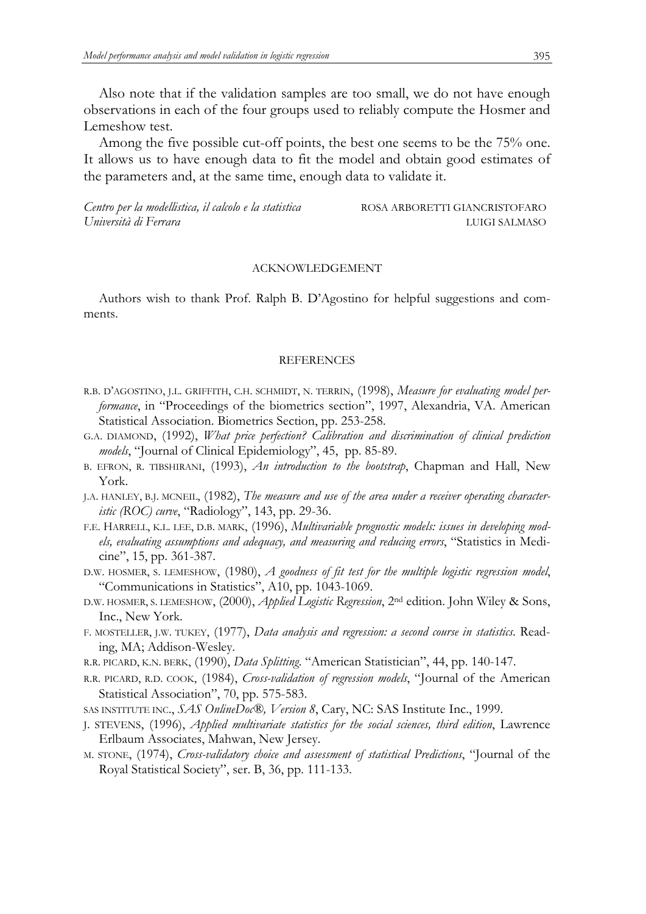Also note that if the validation samples are too small, we do not have enough observations in each of the four groups used to reliably compute the Hosmer and Lemeshow test.

Among the five possible cut-off points, the best one seems to be the 75% one. It allows us to have enough data to fit the model and obtain good estimates of the parameters and, at the same time, enough data to validate it.

*Centro per la modellistica, il calcolo e la statistica* ROSA ARBORETTI GIANCRISTOFARO
*Università di Ferrara* LUIGI SALMASO

## ACKNOWLEDGEMENT

Authors wish to thank Prof. Ralph B. D'Agostino for helpful suggestions and comments.

## REFERENCES

R.B. D'AGOSTINO, J.L. GRIFFITH, C.H. SCHMIDT, N. TERRIN, (1998), *Measure for evaluating model performance*, in "Proceedings of the biometrics section", 1997, Alexandria, VA. American Statistical Association. Biometrics Section, pp. 253-258.

G.A. DIAMOND, (1992), *What price perfection? Calibration and discrimination of clinical prediction models*, "Journal of Clinical Epidemiology", 45, pp. 85-89.

B. EFRON, R. TIBSHIRANI, (1993), *An introduction to the bootstrap*, Chapman and Hall, New York.

J.A. HANLEY, B.J. MCNEIL, (1982), *The measure and use of the area under a receiver operating characteristic (ROC) curve*, "Radiology", 143, pp. 29-36.

F.E. HARRELL, K.L. LEE, D.B. MARK, (1996), *Multivariable prognostic models: issues in developing models, evaluating assumptions and adequacy, and measuring and reducing errors*, "Statistics in Medicine", 15, pp. 361-387.

D.W. HOSMER, S. LEMESHOW, (1980), *A goodness of fit test for the multiple logistic regression model*, "Communications in Statistics", A10, pp. 1043-1069.

D.W. HOSMER, S. LEMESHOW, (2000), *Applied Logistic Regression*, 2nd edition. John Wiley & Sons, Inc., New York.

F. MOSTELLER, J.W. TUKEY, (1977), *Data analysis and regression: a second course in statistics*. Reading, MA; Addison-Wesley.

R.R. PICARD, K.N. BERK, (1990), *Data Splitting*. "American Statistician", 44, pp. 140-147.

R.R. PICARD, R.D. COOK, (1984), *Cross-validation of regression models*, "Journal of the American Statistical Association", 70, pp. 575-583.

SAS INSTITUTE INC., *SAS OnlineDoc®, Version 8*, Cary, NC: SAS Institute Inc., 1999.

J. STEVENS, (1996), *Applied multivariate statistics for the social sciences, third edition*, Lawrence Erlbaum Associates, Mahwan, New Jersey.

M. STONE, (1974), *Cross-validatory choice and assessment of statistical Predictions*, "Journal of the Royal Statistical Society", ser. B, 36, pp. 111-133.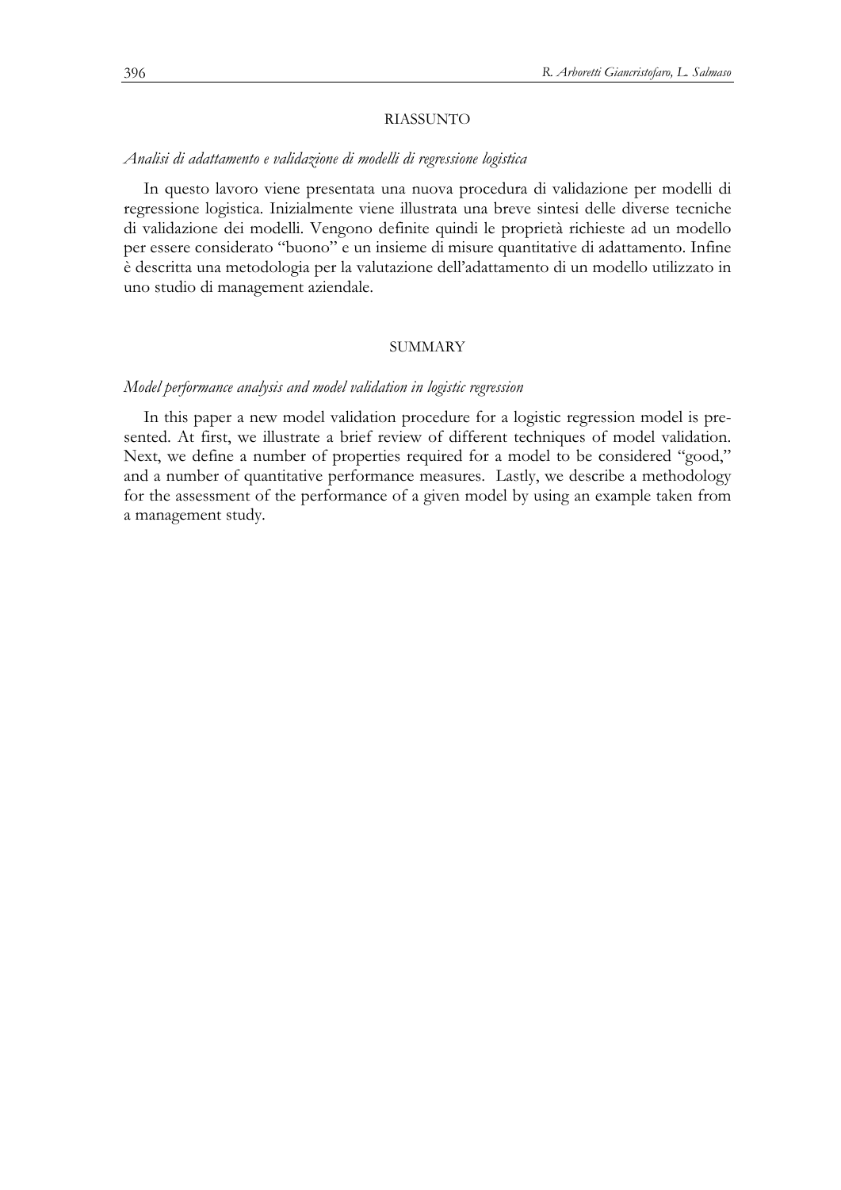## RIASSUNTO

*Analisi di adattamento e validazione di modelli di regressione logistica*

In questo lavoro viene presentata una nuova procedura di validazione per modelli di regressione logistica. Inizialmente viene illustrata una breve sintesi delle diverse tecniche di validazione dei modelli. Vengono definite quindi le proprietà richieste ad un modello per essere considerato "buono" e un insieme di misure quantitative di adattamento. Infine è descritta una metodologia per la valutazione dell'adattamento di un modello utilizzato in uno studio di management aziendale.

## SUMMARY

*Model performance analysis and model validation in logistic regression*

In this paper a new model validation procedure for a logistic regression model is presented. At first, we illustrate a brief review of different techniques of model validation. Next, we define a number of properties required for a model to be considered "good," and a number of quantitative performance measures. Lastly, we describe a methodology for the assessment of the performance of a given model by using an example taken from a management study.